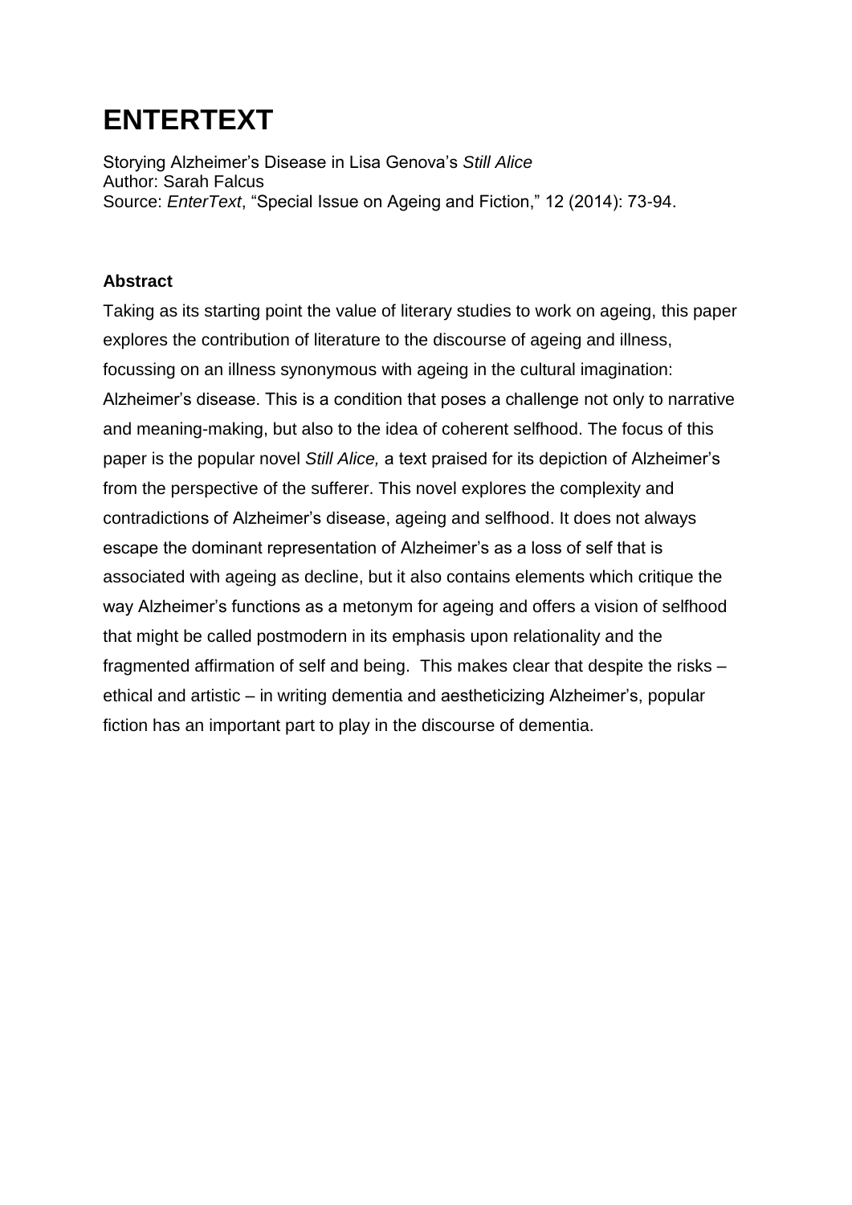# ENTERTEXT

Storying Alzheimer's Disease in Lisa Genova's *Still Alice*
Author: Sarah Falcus
Source: *EnterText*, "Special Issue on Ageing and Fiction," 12 (2014): 73-94.

**Abstract**

Taking as its starting point the value of literary studies to work on ageing, this paper explores the contribution of literature to the discourse of ageing and illness, focussing on an illness synonymous with ageing in the cultural imagination: Alzheimer's disease. This is a condition that poses a challenge not only to narrative and meaning-making, but also to the idea of coherent selfhood. The focus of this paper is the popular novel *Still Alice,* a text praised for its depiction of Alzheimer's from the perspective of the sufferer. This novel explores the complexity and contradictions of Alzheimer's disease, ageing and selfhood. It does not always escape the dominant representation of Alzheimer's as a loss of self that is associated with ageing as decline, but it also contains elements which critique the way Alzheimer's functions as a metonym for ageing and offers a vision of selfhood that might be called postmodern in its emphasis upon relationality and the fragmented affirmation of self and being. This makes clear that despite the risks – ethical and artistic – in writing dementia and aestheticizing Alzheimer's, popular fiction has an important part to play in the discourse of dementia.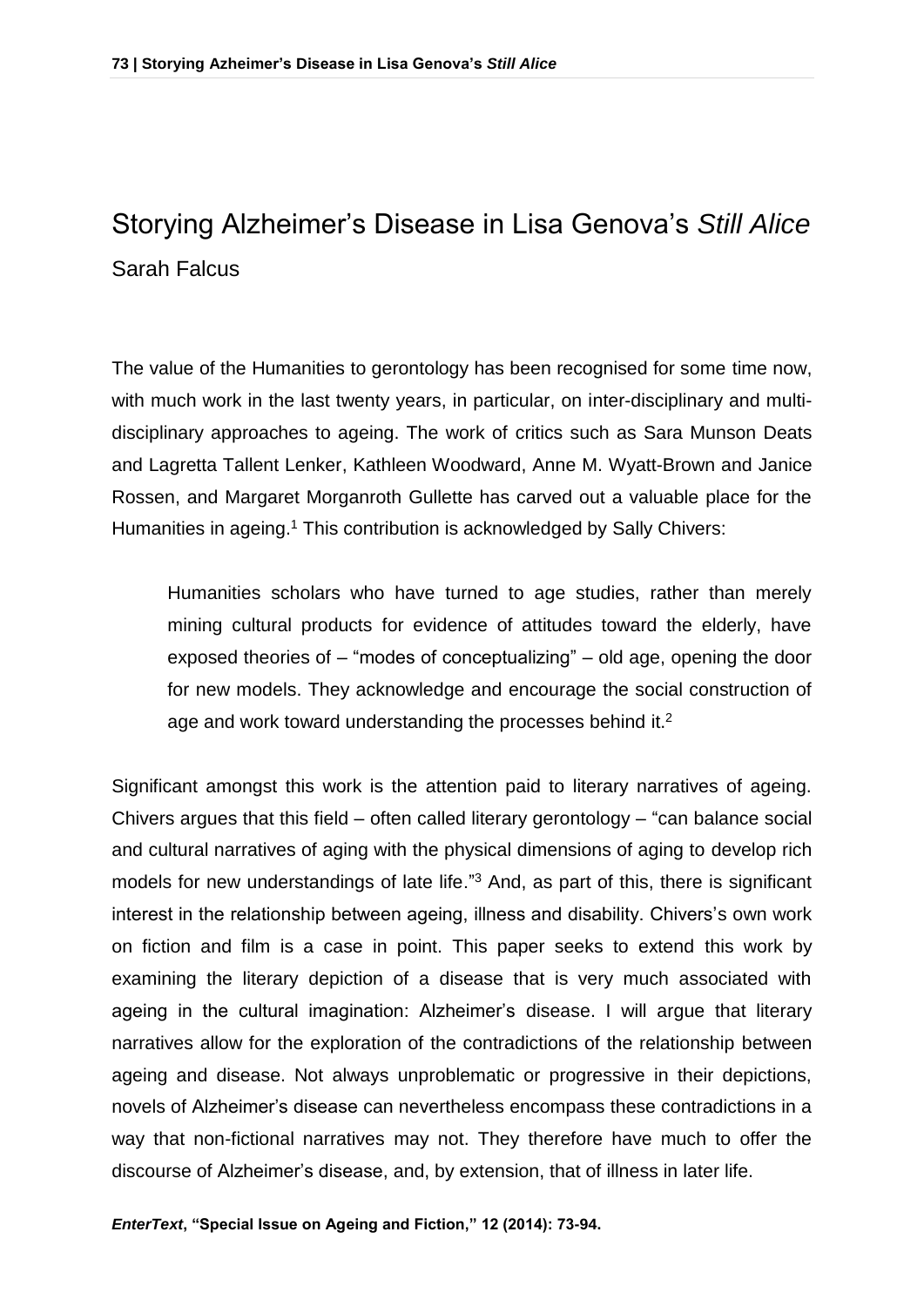# Storying Alzheimer's Disease in Lisa Genova's *Still Alice*

Sarah Falcus

The value of the Humanities to gerontology has been recognised for some time now, with much work in the last twenty years, in particular, on inter-disciplinary and multi-disciplinary approaches to ageing. The work of critics such as Sara Munson Deats and Lagretta Tallent Lenker, Kathleen Woodward, Anne M. Wyatt-Brown and Janice Rossen, and Margaret Morganroth Gullette has carved out a valuable place for the Humanities in ageing.[1] This contribution is acknowledged by Sally Chivers:

> Humanities scholars who have turned to age studies, rather than merely mining cultural products for evidence of attitudes toward the elderly, have exposed theories of – "modes of conceptualizing" – old age, opening the door for new models. They acknowledge and encourage the social construction of age and work toward understanding the processes behind it.[2]

Significant amongst this work is the attention paid to literary narratives of ageing. Chivers argues that this field – often called literary gerontology – "can balance social and cultural narratives of aging with the physical dimensions of aging to develop rich models for new understandings of late life."[3] And, as part of this, there is significant interest in the relationship between ageing, illness and disability. Chivers's own work on fiction and film is a case in point. This paper seeks to extend this work by examining the literary depiction of a disease that is very much associated with ageing in the cultural imagination: Alzheimer's disease. I will argue that literary narratives allow for the exploration of the contradictions of the relationship between ageing and disease. Not always unproblematic or progressive in their depictions, novels of Alzheimer's disease can nevertheless encompass these contradictions in a way that non-fictional narratives may not. They therefore have much to offer the discourse of Alzheimer's disease, and, by extension, that of illness in later life.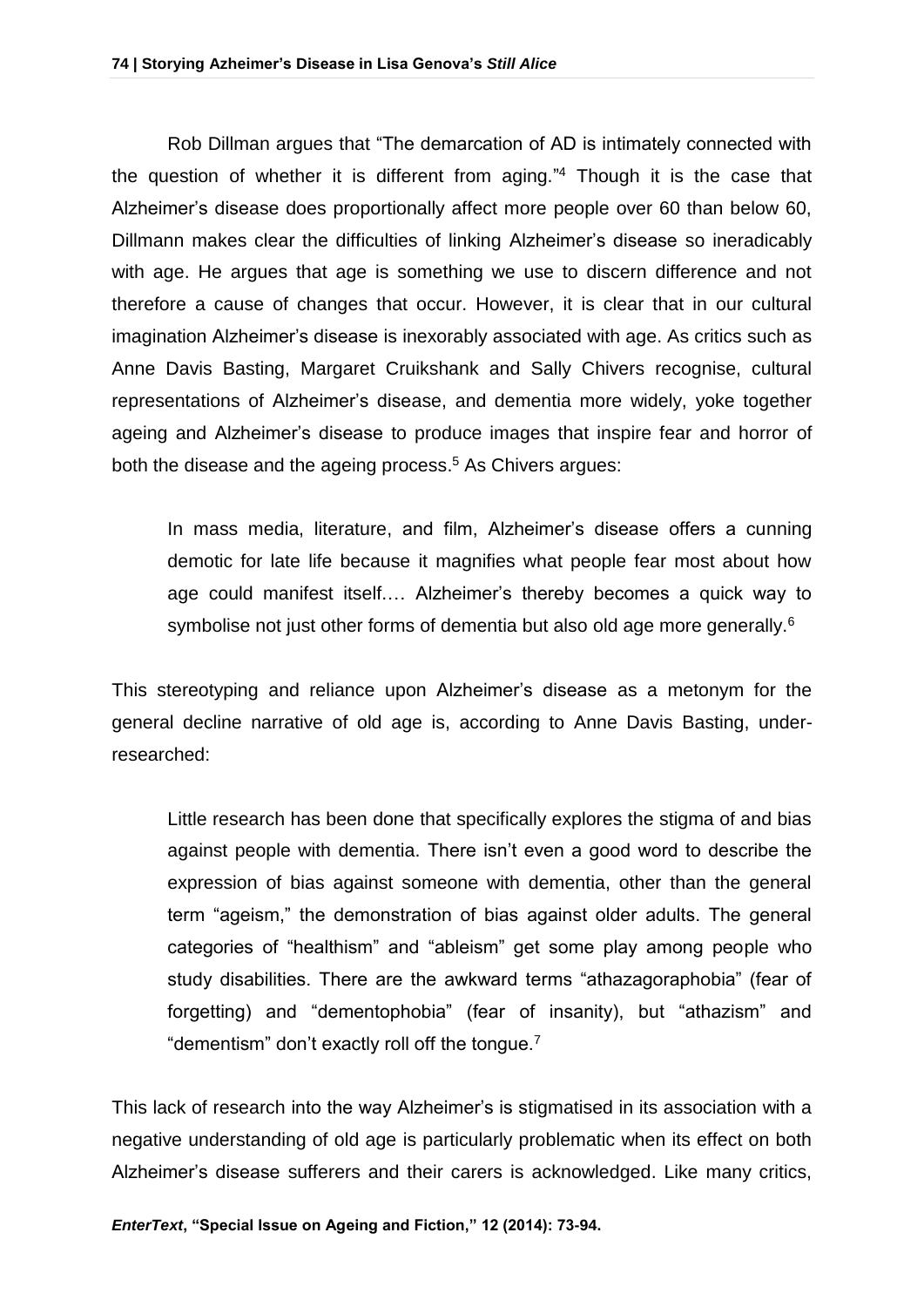Rob Dillman argues that "The demarcation of AD is intimately connected with the question of whether it is different from aging."[4] Though it is the case that Alzheimer's disease does proportionally affect more people over 60 than below 60, Dillmann makes clear the difficulties of linking Alzheimer's disease so ineradicably with age. He argues that age is something we use to discern difference and not therefore a cause of changes that occur. However, it is clear that in our cultural imagination Alzheimer's disease is inexorably associated with age. As critics such as Anne Davis Basting, Margaret Cruikshank and Sally Chivers recognise, cultural representations of Alzheimer's disease, and dementia more widely, yoke together ageing and Alzheimer's disease to produce images that inspire fear and horror of both the disease and the ageing process.[5] As Chivers argues:

> In mass media, literature, and film, Alzheimer's disease offers a cunning demotic for late life because it magnifies what people fear most about how age could manifest itself.… Alzheimer's thereby becomes a quick way to symbolise not just other forms of dementia but also old age more generally.[6]

This stereotyping and reliance upon Alzheimer's disease as a metonym for the general decline narrative of old age is, according to Anne Davis Basting, under-researched:

> Little research has been done that specifically explores the stigma of and bias against people with dementia. There isn't even a good word to describe the expression of bias against someone with dementia, other than the general term "ageism," the demonstration of bias against older adults. The general categories of "healthism" and "ableism" get some play among people who study disabilities. There are the awkward terms "athazagoraphobia" (fear of forgetting) and "dementophobia" (fear of insanity), but "athazism" and "dementism" don't exactly roll off the tongue.[7]

This lack of research into the way Alzheimer's is stigmatised in its association with a negative understanding of old age is particularly problematic when its effect on both Alzheimer's disease sufferers and their carers is acknowledged. Like many critics,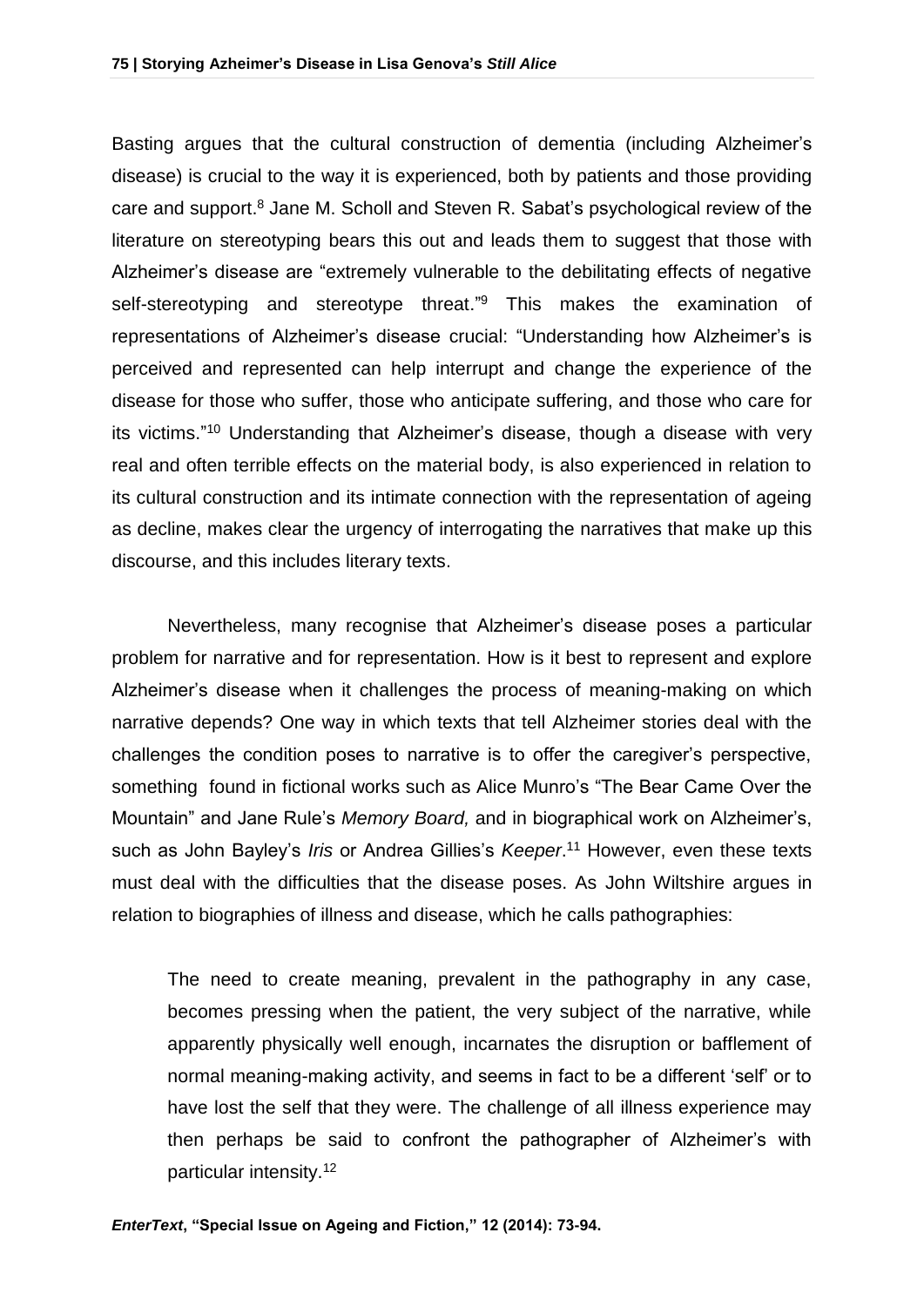Basting argues that the cultural construction of dementia (including Alzheimer's disease) is crucial to the way it is experienced, both by patients and those providing care and support.[8] Jane M. Scholl and Steven R. Sabat's psychological review of the literature on stereotyping bears this out and leads them to suggest that those with Alzheimer's disease are "extremely vulnerable to the debilitating effects of negative self-stereotyping and stereotype threat."[9] This makes the examination of representations of Alzheimer's disease crucial: "Understanding how Alzheimer's is perceived and represented can help interrupt and change the experience of the disease for those who suffer, those who anticipate suffering, and those who care for its victims."[10] Understanding that Alzheimer's disease, though a disease with very real and often terrible effects on the material body, is also experienced in relation to its cultural construction and its intimate connection with the representation of ageing as decline, makes clear the urgency of interrogating the narratives that make up this discourse, and this includes literary texts.

Nevertheless, many recognise that Alzheimer's disease poses a particular problem for narrative and for representation. How is it best to represent and explore Alzheimer's disease when it challenges the process of meaning-making on which narrative depends? One way in which texts that tell Alzheimer stories deal with the challenges the condition poses to narrative is to offer the caregiver's perspective, something found in fictional works such as Alice Munro's "The Bear Came Over the Mountain" and Jane Rule's *Memory Board,* and in biographical work on Alzheimer's, such as John Bayley's *Iris* or Andrea Gillies's *Keeper*.[11] However, even these texts must deal with the difficulties that the disease poses. As John Wiltshire argues in relation to biographies of illness and disease, which he calls pathographies:

> The need to create meaning, prevalent in the pathography in any case, becomes pressing when the patient, the very subject of the narrative, while apparently physically well enough, incarnates the disruption or bafflement of normal meaning-making activity, and seems in fact to be a different 'self' or to have lost the self that they were. The challenge of all illness experience may then perhaps be said to confront the pathographer of Alzheimer's with particular intensity.[12]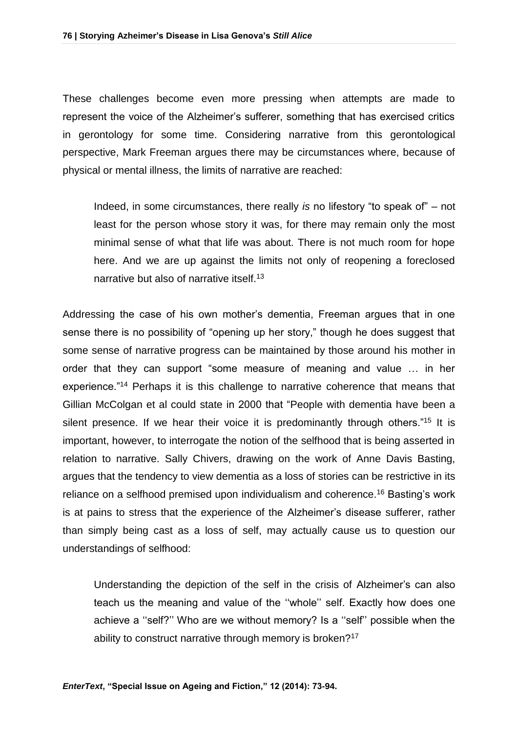These challenges become even more pressing when attempts are made to represent the voice of the Alzheimer's sufferer, something that has exercised critics in gerontology for some time. Considering narrative from this gerontological perspective, Mark Freeman argues there may be circumstances where, because of physical or mental illness, the limits of narrative are reached:

> Indeed, in some circumstances, there really *is* no lifestory "to speak of" – not least for the person whose story it was, for there may remain only the most minimal sense of what that life was about. There is not much room for hope here. And we are up against the limits not only of reopening a foreclosed narrative but also of narrative itself.[13]

Addressing the case of his own mother's dementia, Freeman argues that in one sense there is no possibility of "opening up her story," though he does suggest that some sense of narrative progress can be maintained by those around his mother in order that they can support "some measure of meaning and value … in her experience."[14] Perhaps it is this challenge to narrative coherence that means that Gillian McColgan et al could state in 2000 that "People with dementia have been a silent presence. If we hear their voice it is predominantly through others."[15] It is important, however, to interrogate the notion of the selfhood that is being asserted in relation to narrative. Sally Chivers, drawing on the work of Anne Davis Basting, argues that the tendency to view dementia as a loss of stories can be restrictive in its reliance on a selfhood premised upon individualism and coherence.[16] Basting's work is at pains to stress that the experience of the Alzheimer's disease sufferer, rather than simply being cast as a loss of self, may actually cause us to question our understandings of selfhood:

> Understanding the depiction of the self in the crisis of Alzheimer's can also teach us the meaning and value of the ''whole'' self. Exactly how does one achieve a ''self?'' Who are we without memory? Is a ''self'' possible when the ability to construct narrative through memory is broken?[17]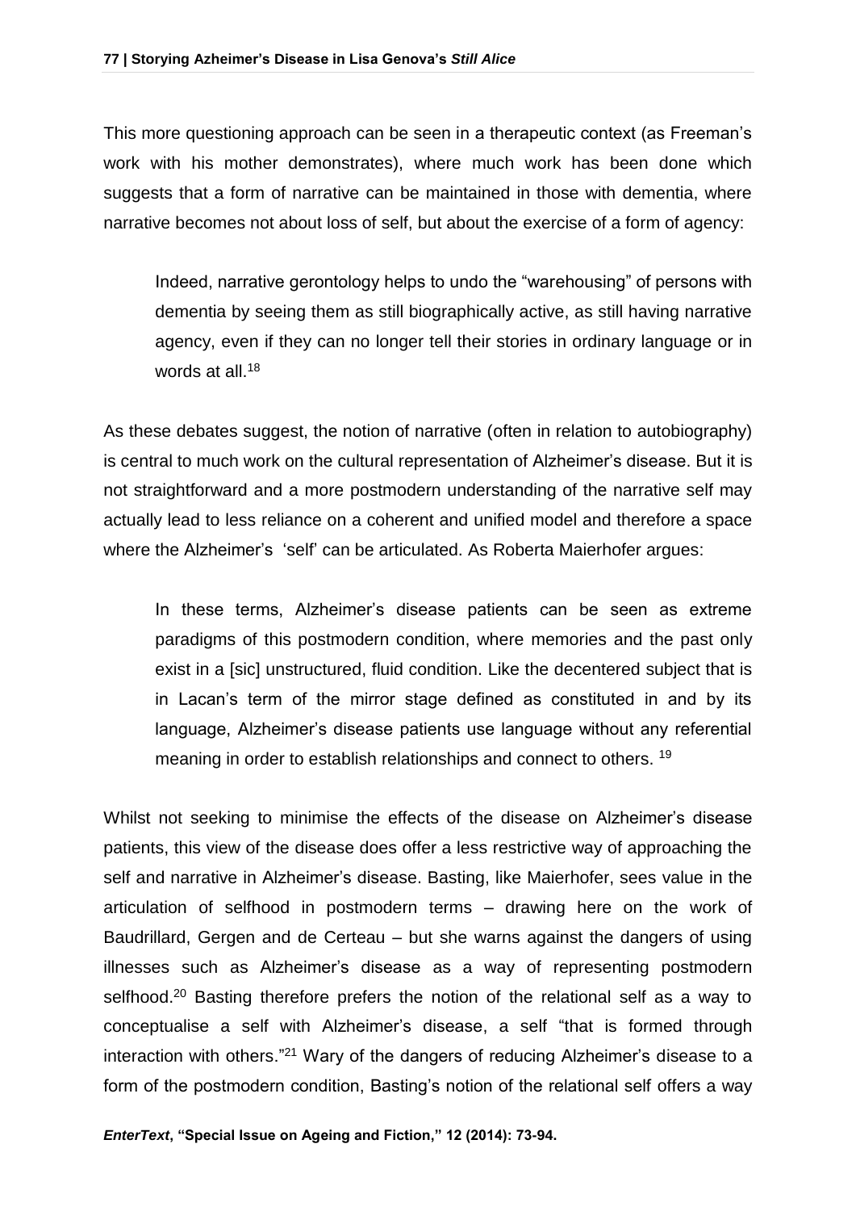This more questioning approach can be seen in a therapeutic context (as Freeman's work with his mother demonstrates), where much work has been done which suggests that a form of narrative can be maintained in those with dementia, where narrative becomes not about loss of self, but about the exercise of a form of agency:

> Indeed, narrative gerontology helps to undo the "warehousing" of persons with dementia by seeing them as still biographically active, as still having narrative agency, even if they can no longer tell their stories in ordinary language or in words at all.[18]

As these debates suggest, the notion of narrative (often in relation to autobiography) is central to much work on the cultural representation of Alzheimer's disease. But it is not straightforward and a more postmodern understanding of the narrative self may actually lead to less reliance on a coherent and unified model and therefore a space where the Alzheimer's 'self' can be articulated. As Roberta Maierhofer argues:

> In these terms, Alzheimer's disease patients can be seen as extreme paradigms of this postmodern condition, where memories and the past only exist in a [sic] unstructured, fluid condition. Like the decentered subject that is in Lacan's term of the mirror stage defined as constituted in and by its language, Alzheimer's disease patients use language without any referential meaning in order to establish relationships and connect to others. [19]

Whilst not seeking to minimise the effects of the disease on Alzheimer's disease patients, this view of the disease does offer a less restrictive way of approaching the self and narrative in Alzheimer's disease. Basting, like Maierhofer, sees value in the articulation of selfhood in postmodern terms – drawing here on the work of Baudrillard, Gergen and de Certeau – but she warns against the dangers of using illnesses such as Alzheimer's disease as a way of representing postmodern selfhood.[20] Basting therefore prefers the notion of the relational self as a way to conceptualise a self with Alzheimer's disease, a self "that is formed through interaction with others."[21] Wary of the dangers of reducing Alzheimer's disease to a form of the postmodern condition, Basting's notion of the relational self offers a way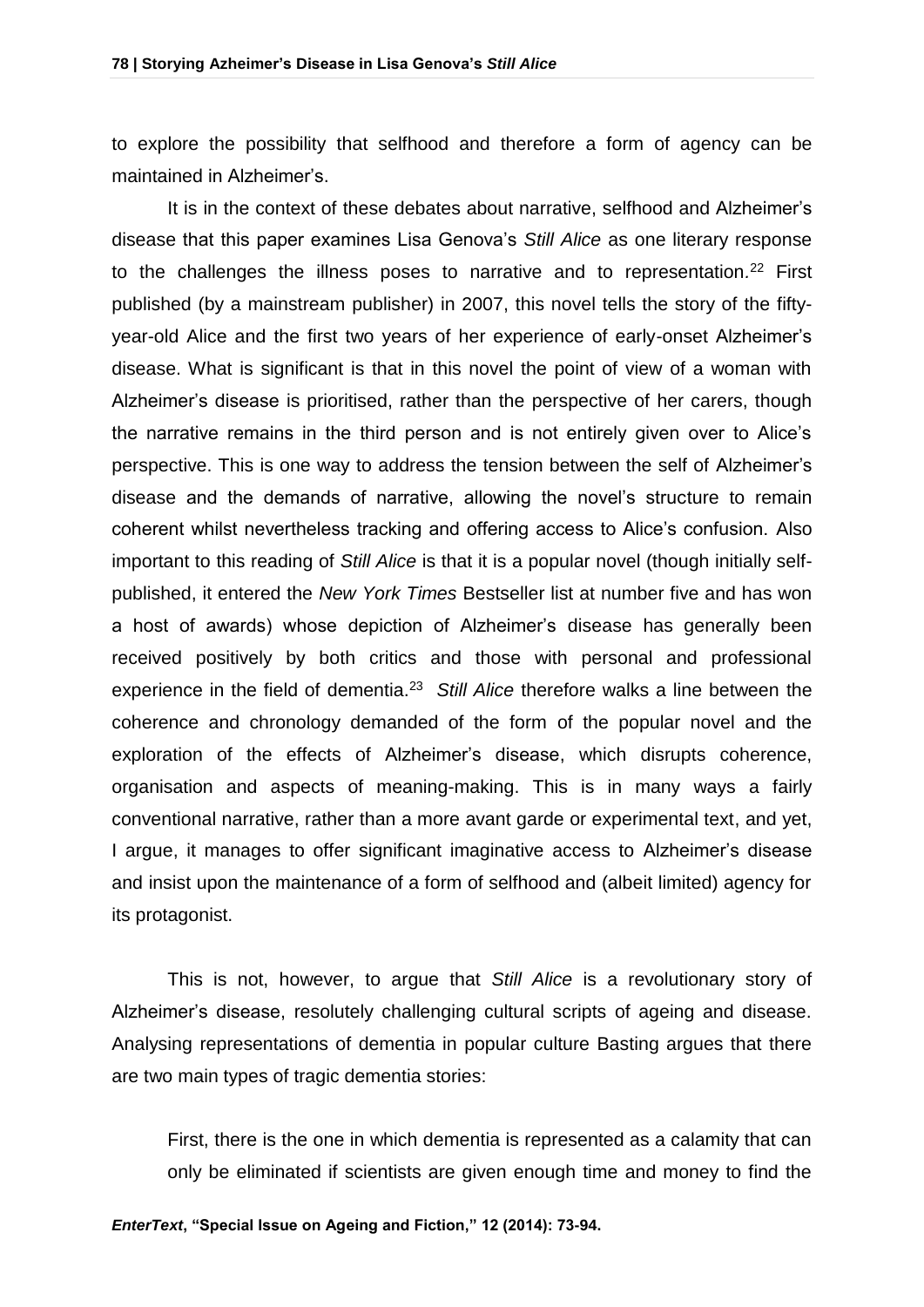to explore the possibility that selfhood and therefore a form of agency can be maintained in Alzheimer's.

It is in the context of these debates about narrative, selfhood and Alzheimer's disease that this paper examines Lisa Genova's *Still Alice* as one literary response to the challenges the illness poses to narrative and to representation.[22] First published (by a mainstream publisher) in 2007, this novel tells the story of the fifty-year-old Alice and the first two years of her experience of early-onset Alzheimer's disease. What is significant is that in this novel the point of view of a woman with Alzheimer's disease is prioritised, rather than the perspective of her carers, though the narrative remains in the third person and is not entirely given over to Alice's perspective. This is one way to address the tension between the self of Alzheimer's disease and the demands of narrative, allowing the novel's structure to remain coherent whilst nevertheless tracking and offering access to Alice's confusion. Also important to this reading of *Still Alice* is that it is a popular novel (though initially self-published, it entered the *New York Times* Bestseller list at number five and has won a host of awards) whose depiction of Alzheimer's disease has generally been received positively by both critics and those with personal and professional experience in the field of dementia.[23] *Still Alice* therefore walks a line between the coherence and chronology demanded of the form of the popular novel and the exploration of the effects of Alzheimer's disease, which disrupts coherence, organisation and aspects of meaning-making. This is in many ways a fairly conventional narrative, rather than a more avant garde or experimental text, and yet, I argue, it manages to offer significant imaginative access to Alzheimer's disease and insist upon the maintenance of a form of selfhood and (albeit limited) agency for its protagonist.

This is not, however, to argue that *Still Alice* is a revolutionary story of Alzheimer's disease, resolutely challenging cultural scripts of ageing and disease. Analysing representations of dementia in popular culture Basting argues that there are two main types of tragic dementia stories:

> First, there is the one in which dementia is represented as a calamity that can only be eliminated if scientists are given enough time and money to find the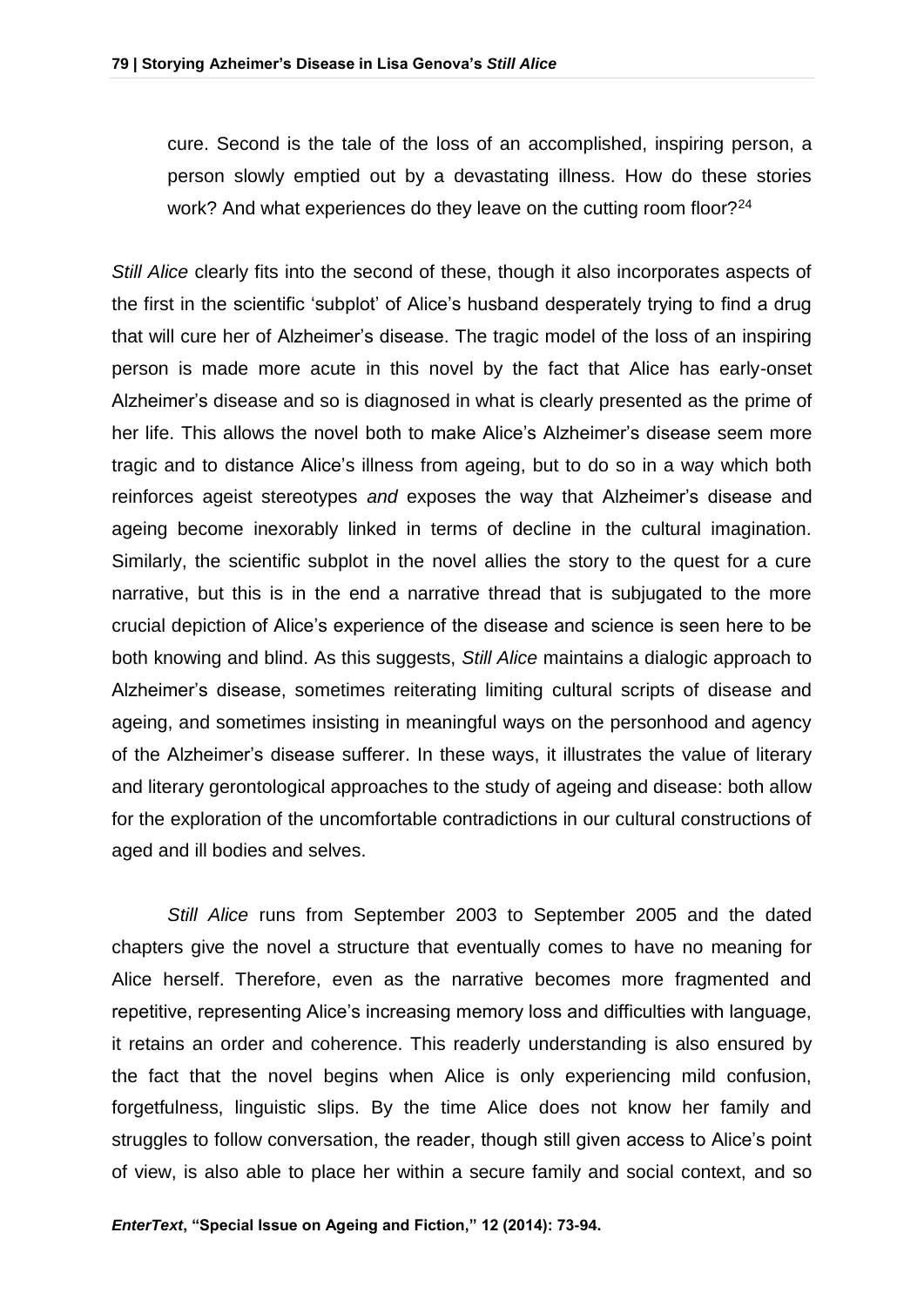> cure. Second is the tale of the loss of an accomplished, inspiring person, a person slowly emptied out by a devastating illness. How do these stories work? And what experiences do they leave on the cutting room floor?[24]

*Still Alice* clearly fits into the second of these, though it also incorporates aspects of the first in the scientific 'subplot' of Alice's husband desperately trying to find a drug that will cure her of Alzheimer's disease. The tragic model of the loss of an inspiring person is made more acute in this novel by the fact that Alice has early-onset Alzheimer's disease and so is diagnosed in what is clearly presented as the prime of her life. This allows the novel both to make Alice's Alzheimer's disease seem more tragic and to distance Alice's illness from ageing, but to do so in a way which both reinforces ageist stereotypes *and* exposes the way that Alzheimer's disease and ageing become inexorably linked in terms of decline in the cultural imagination. Similarly, the scientific subplot in the novel allies the story to the quest for a cure narrative, but this is in the end a narrative thread that is subjugated to the more crucial depiction of Alice's experience of the disease and science is seen here to be both knowing and blind. As this suggests, *Still Alice* maintains a dialogic approach to Alzheimer's disease, sometimes reiterating limiting cultural scripts of disease and ageing, and sometimes insisting in meaningful ways on the personhood and agency of the Alzheimer's disease sufferer. In these ways, it illustrates the value of literary and literary gerontological approaches to the study of ageing and disease: both allow for the exploration of the uncomfortable contradictions in our cultural constructions of aged and ill bodies and selves.

*Still Alice* runs from September 2003 to September 2005 and the dated chapters give the novel a structure that eventually comes to have no meaning for Alice herself. Therefore, even as the narrative becomes more fragmented and repetitive, representing Alice's increasing memory loss and difficulties with language, it retains an order and coherence. This readerly understanding is also ensured by the fact that the novel begins when Alice is only experiencing mild confusion, forgetfulness, linguistic slips. By the time Alice does not know her family and struggles to follow conversation, the reader, though still given access to Alice's point of view, is also able to place her within a secure family and social context, and so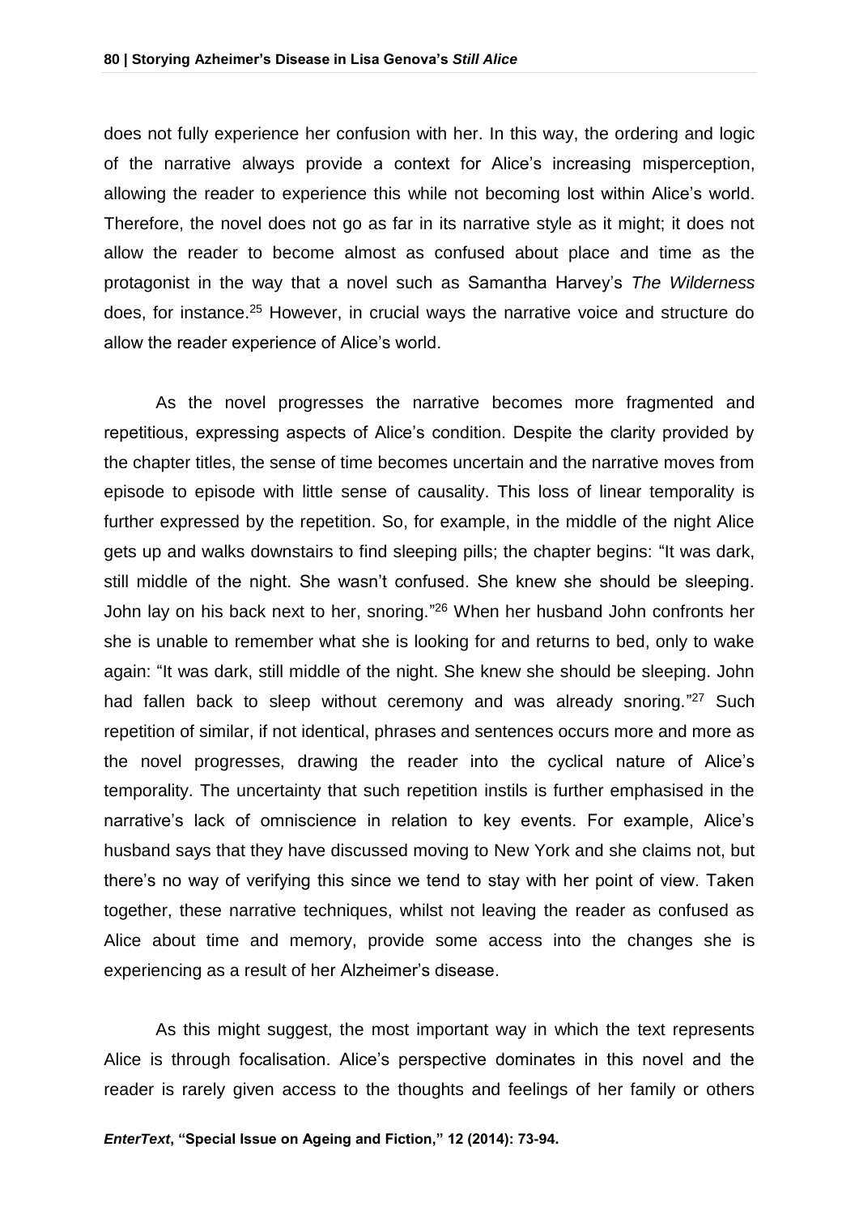does not fully experience her confusion with her. In this way, the ordering and logic of the narrative always provide a context for Alice's increasing misperception, allowing the reader to experience this while not becoming lost within Alice's world. Therefore, the novel does not go as far in its narrative style as it might; it does not allow the reader to become almost as confused about place and time as the protagonist in the way that a novel such as Samantha Harvey's *The Wilderness* does, for instance.[25] However, in crucial ways the narrative voice and structure do allow the reader experience of Alice's world.

As the novel progresses the narrative becomes more fragmented and repetitious, expressing aspects of Alice's condition. Despite the clarity provided by the chapter titles, the sense of time becomes uncertain and the narrative moves from episode to episode with little sense of causality. This loss of linear temporality is further expressed by the repetition. So, for example, in the middle of the night Alice gets up and walks downstairs to find sleeping pills; the chapter begins: "It was dark, still middle of the night. She wasn't confused. She knew she should be sleeping. John lay on his back next to her, snoring."[26] When her husband John confronts her she is unable to remember what she is looking for and returns to bed, only to wake again: "It was dark, still middle of the night. She knew she should be sleeping. John had fallen back to sleep without ceremony and was already snoring."[27] Such repetition of similar, if not identical, phrases and sentences occurs more and more as the novel progresses, drawing the reader into the cyclical nature of Alice's temporality. The uncertainty that such repetition instils is further emphasised in the narrative's lack of omniscience in relation to key events. For example, Alice's husband says that they have discussed moving to New York and she claims not, but there's no way of verifying this since we tend to stay with her point of view. Taken together, these narrative techniques, whilst not leaving the reader as confused as Alice about time and memory, provide some access into the changes she is experiencing as a result of her Alzheimer's disease.

As this might suggest, the most important way in which the text represents Alice is through focalisation. Alice's perspective dominates in this novel and the reader is rarely given access to the thoughts and feelings of her family or others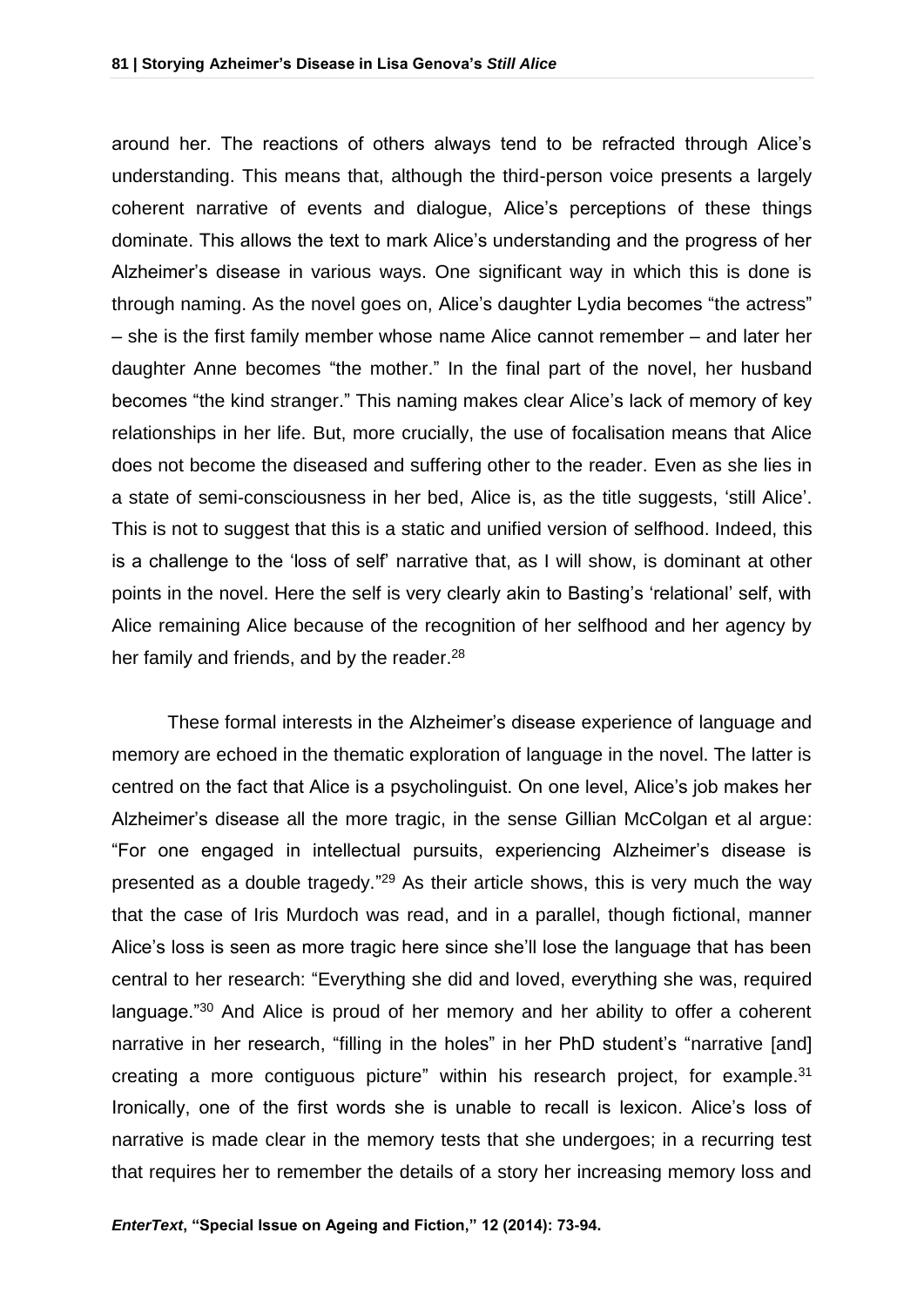around her. The reactions of others always tend to be refracted through Alice's understanding. This means that, although the third-person voice presents a largely coherent narrative of events and dialogue, Alice's perceptions of these things dominate. This allows the text to mark Alice's understanding and the progress of her Alzheimer's disease in various ways. One significant way in which this is done is through naming. As the novel goes on, Alice's daughter Lydia becomes "the actress" – she is the first family member whose name Alice cannot remember – and later her daughter Anne becomes "the mother." In the final part of the novel, her husband becomes "the kind stranger." This naming makes clear Alice's lack of memory of key relationships in her life. But, more crucially, the use of focalisation means that Alice does not become the diseased and suffering other to the reader. Even as she lies in a state of semi-consciousness in her bed, Alice is, as the title suggests, 'still Alice'. This is not to suggest that this is a static and unified version of selfhood. Indeed, this is a challenge to the 'loss of self' narrative that, as I will show, is dominant at other points in the novel. Here the self is very clearly akin to Basting's 'relational' self, with Alice remaining Alice because of the recognition of her selfhood and her agency by her family and friends, and by the reader.[28]

These formal interests in the Alzheimer's disease experience of language and memory are echoed in the thematic exploration of language in the novel. The latter is centred on the fact that Alice is a psycholinguist. On one level, Alice's job makes her Alzheimer's disease all the more tragic, in the sense Gillian McColgan et al argue: "For one engaged in intellectual pursuits, experiencing Alzheimer's disease is presented as a double tragedy."[29] As their article shows, this is very much the way that the case of Iris Murdoch was read, and in a parallel, though fictional, manner Alice's loss is seen as more tragic here since she'll lose the language that has been central to her research: "Everything she did and loved, everything she was, required language."[30] And Alice is proud of her memory and her ability to offer a coherent narrative in her research, "filling in the holes" in her PhD student's "narrative [and] creating a more contiguous picture" within his research project, for example.[31] Ironically, one of the first words she is unable to recall is lexicon. Alice's loss of narrative is made clear in the memory tests that she undergoes; in a recurring test that requires her to remember the details of a story her increasing memory loss and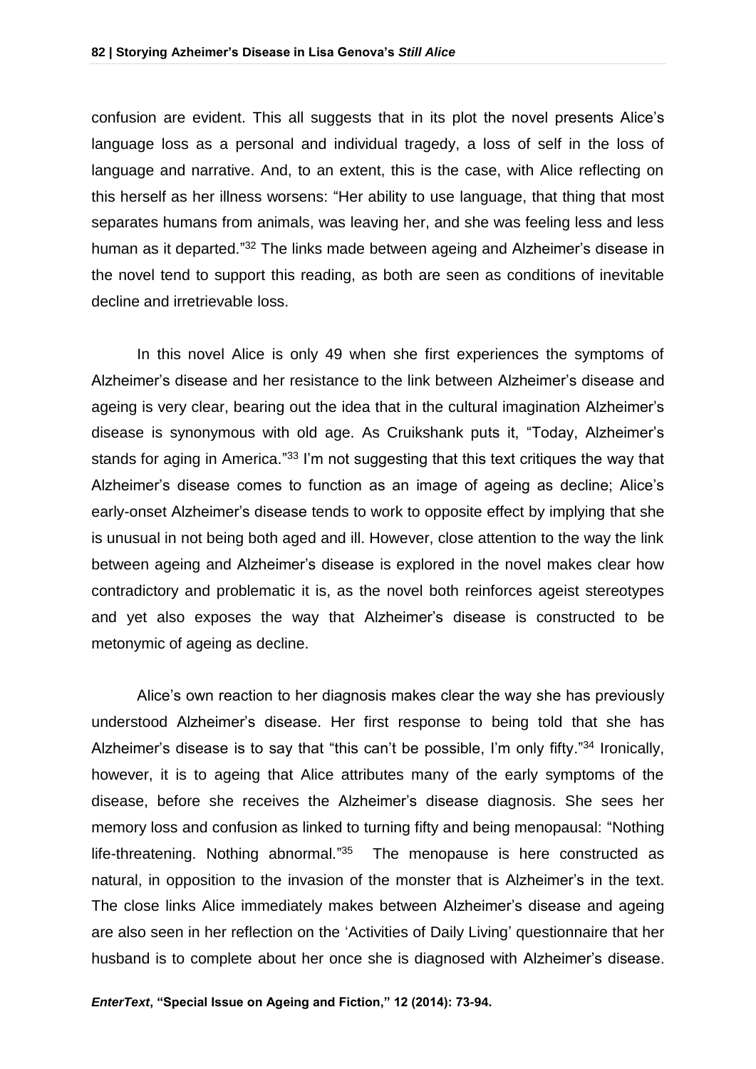confusion are evident. This all suggests that in its plot the novel presents Alice's language loss as a personal and individual tragedy, a loss of self in the loss of language and narrative. And, to an extent, this is the case, with Alice reflecting on this herself as her illness worsens: "Her ability to use language, that thing that most separates humans from animals, was leaving her, and she was feeling less and less human as it departed."[32] The links made between ageing and Alzheimer's disease in the novel tend to support this reading, as both are seen as conditions of inevitable decline and irretrievable loss.

In this novel Alice is only 49 when she first experiences the symptoms of Alzheimer's disease and her resistance to the link between Alzheimer's disease and ageing is very clear, bearing out the idea that in the cultural imagination Alzheimer's disease is synonymous with old age. As Cruikshank puts it, "Today, Alzheimer's stands for aging in America."[33] I'm not suggesting that this text critiques the way that Alzheimer's disease comes to function as an image of ageing as decline; Alice's early-onset Alzheimer's disease tends to work to opposite effect by implying that she is unusual in not being both aged and ill. However, close attention to the way the link between ageing and Alzheimer's disease is explored in the novel makes clear how contradictory and problematic it is, as the novel both reinforces ageist stereotypes and yet also exposes the way that Alzheimer's disease is constructed to be metonymic of ageing as decline.

Alice's own reaction to her diagnosis makes clear the way she has previously understood Alzheimer's disease. Her first response to being told that she has Alzheimer's disease is to say that "this can't be possible, I'm only fifty."[34] Ironically, however, it is to ageing that Alice attributes many of the early symptoms of the disease, before she receives the Alzheimer's disease diagnosis. She sees her memory loss and confusion as linked to turning fifty and being menopausal: "Nothing life-threatening. Nothing abnormal."[35] The menopause is here constructed as natural, in opposition to the invasion of the monster that is Alzheimer's in the text. The close links Alice immediately makes between Alzheimer's disease and ageing are also seen in her reflection on the 'Activities of Daily Living' questionnaire that her husband is to complete about her once she is diagnosed with Alzheimer's disease.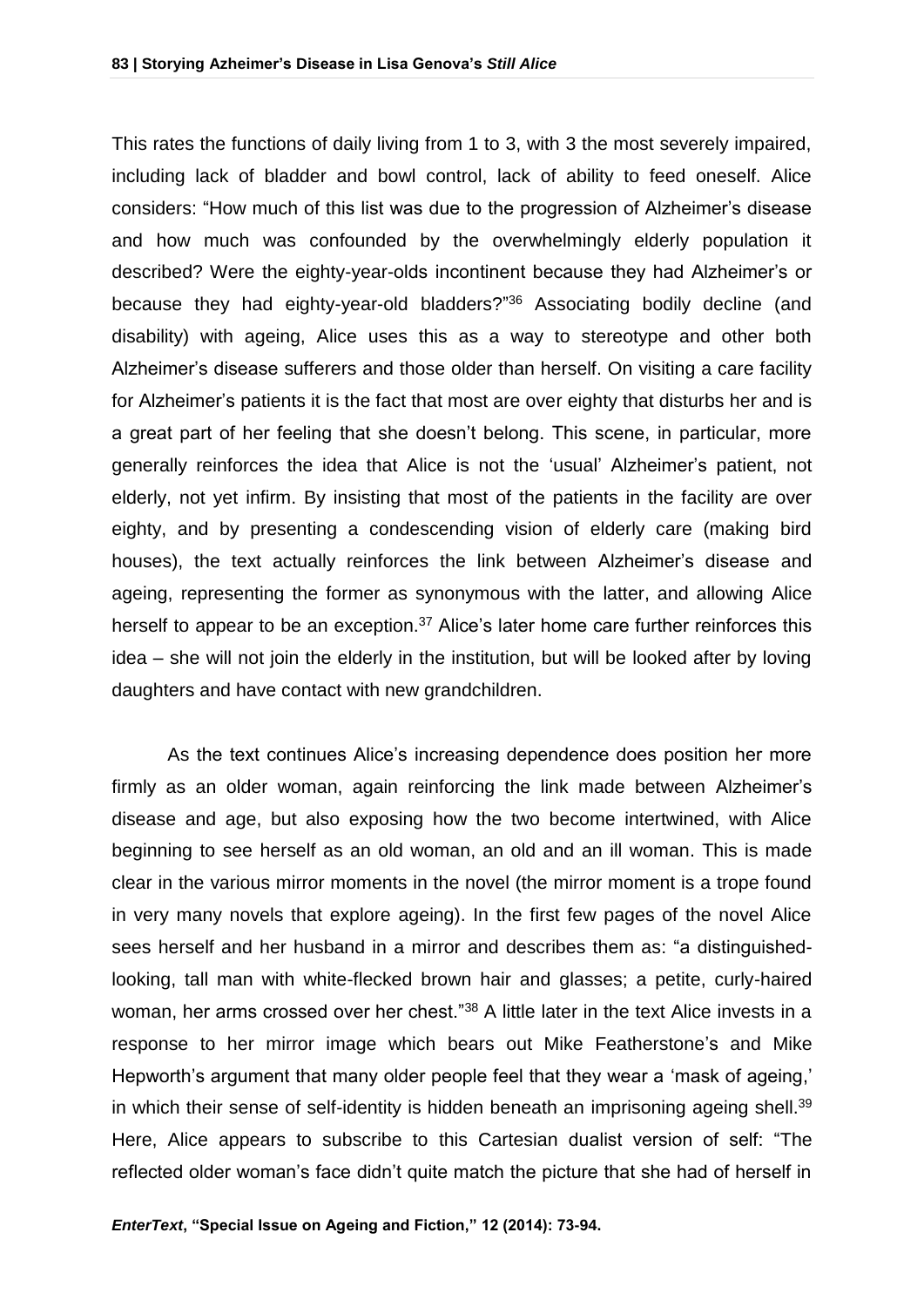This rates the functions of daily living from 1 to 3, with 3 the most severely impaired, including lack of bladder and bowl control, lack of ability to feed oneself. Alice considers: "How much of this list was due to the progression of Alzheimer's disease and how much was confounded by the overwhelmingly elderly population it described? Were the eighty-year-olds incontinent because they had Alzheimer's or because they had eighty-year-old bladders?"[36] Associating bodily decline (and disability) with ageing, Alice uses this as a way to stereotype and other both Alzheimer's disease sufferers and those older than herself. On visiting a care facility for Alzheimer's patients it is the fact that most are over eighty that disturbs her and is a great part of her feeling that she doesn't belong. This scene, in particular, more generally reinforces the idea that Alice is not the 'usual' Alzheimer's patient, not elderly, not yet infirm. By insisting that most of the patients in the facility are over eighty, and by presenting a condescending vision of elderly care (making bird houses), the text actually reinforces the link between Alzheimer's disease and ageing, representing the former as synonymous with the latter, and allowing Alice herself to appear to be an exception.[37] Alice's later home care further reinforces this idea – she will not join the elderly in the institution, but will be looked after by loving daughters and have contact with new grandchildren.

As the text continues Alice's increasing dependence does position her more firmly as an older woman, again reinforcing the link made between Alzheimer's disease and age, but also exposing how the two become intertwined, with Alice beginning to see herself as an old woman, an old and an ill woman. This is made clear in the various mirror moments in the novel (the mirror moment is a trope found in very many novels that explore ageing). In the first few pages of the novel Alice sees herself and her husband in a mirror and describes them as: "a distinguished-looking, tall man with white-flecked brown hair and glasses; a petite, curly-haired woman, her arms crossed over her chest."[38] A little later in the text Alice invests in a response to her mirror image which bears out Mike Featherstone's and Mike Hepworth's argument that many older people feel that they wear a 'mask of ageing,' in which their sense of self-identity is hidden beneath an imprisoning ageing shell.[39] Here, Alice appears to subscribe to this Cartesian dualist version of self: "The reflected older woman's face didn't quite match the picture that she had of herself in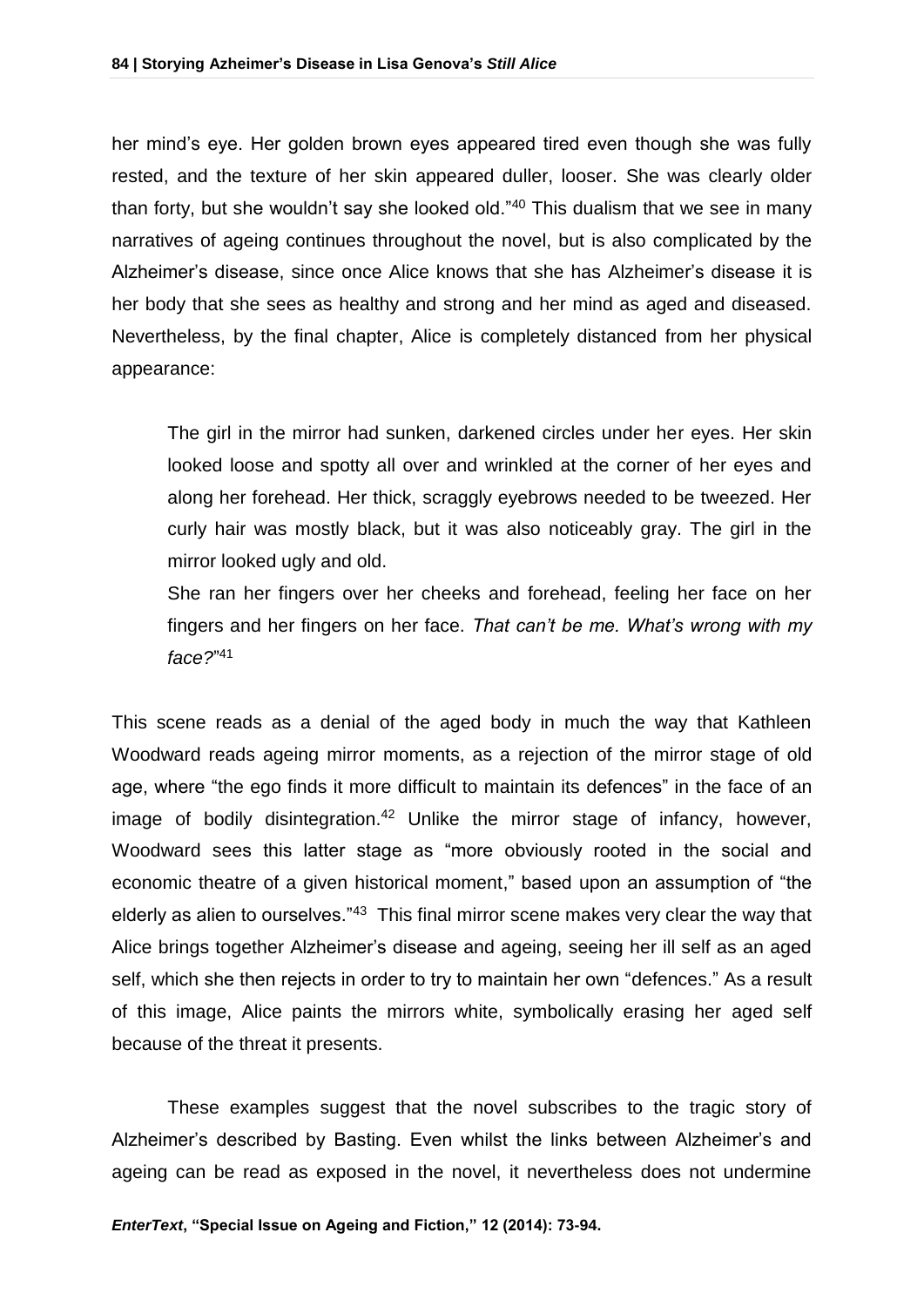her mind's eye. Her golden brown eyes appeared tired even though she was fully rested, and the texture of her skin appeared duller, looser. She was clearly older than forty, but she wouldn't say she looked old."[40] This dualism that we see in many narratives of ageing continues throughout the novel, but is also complicated by the Alzheimer's disease, since once Alice knows that she has Alzheimer's disease it is her body that she sees as healthy and strong and her mind as aged and diseased. Nevertheless, by the final chapter, Alice is completely distanced from her physical appearance:

> The girl in the mirror had sunken, darkened circles under her eyes. Her skin looked loose and spotty all over and wrinkled at the corner of her eyes and along her forehead. Her thick, scraggly eyebrows needed to be tweezed. Her curly hair was mostly black, but it was also noticeably gray. The girl in the mirror looked ugly and old.
>
> She ran her fingers over her cheeks and forehead, feeling her face on her fingers and her fingers on her face. *That can't be me. What's wrong with my face?*"[41]

This scene reads as a denial of the aged body in much the way that Kathleen Woodward reads ageing mirror moments, as a rejection of the mirror stage of old age, where "the ego finds it more difficult to maintain its defences" in the face of an image of bodily disintegration.[42] Unlike the mirror stage of infancy, however, Woodward sees this latter stage as "more obviously rooted in the social and economic theatre of a given historical moment," based upon an assumption of "the elderly as alien to ourselves."[43] This final mirror scene makes very clear the way that Alice brings together Alzheimer's disease and ageing, seeing her ill self as an aged self, which she then rejects in order to try to maintain her own "defences." As a result of this image, Alice paints the mirrors white, symbolically erasing her aged self because of the threat it presents.

These examples suggest that the novel subscribes to the tragic story of Alzheimer's described by Basting. Even whilst the links between Alzheimer's and ageing can be read as exposed in the novel, it nevertheless does not undermine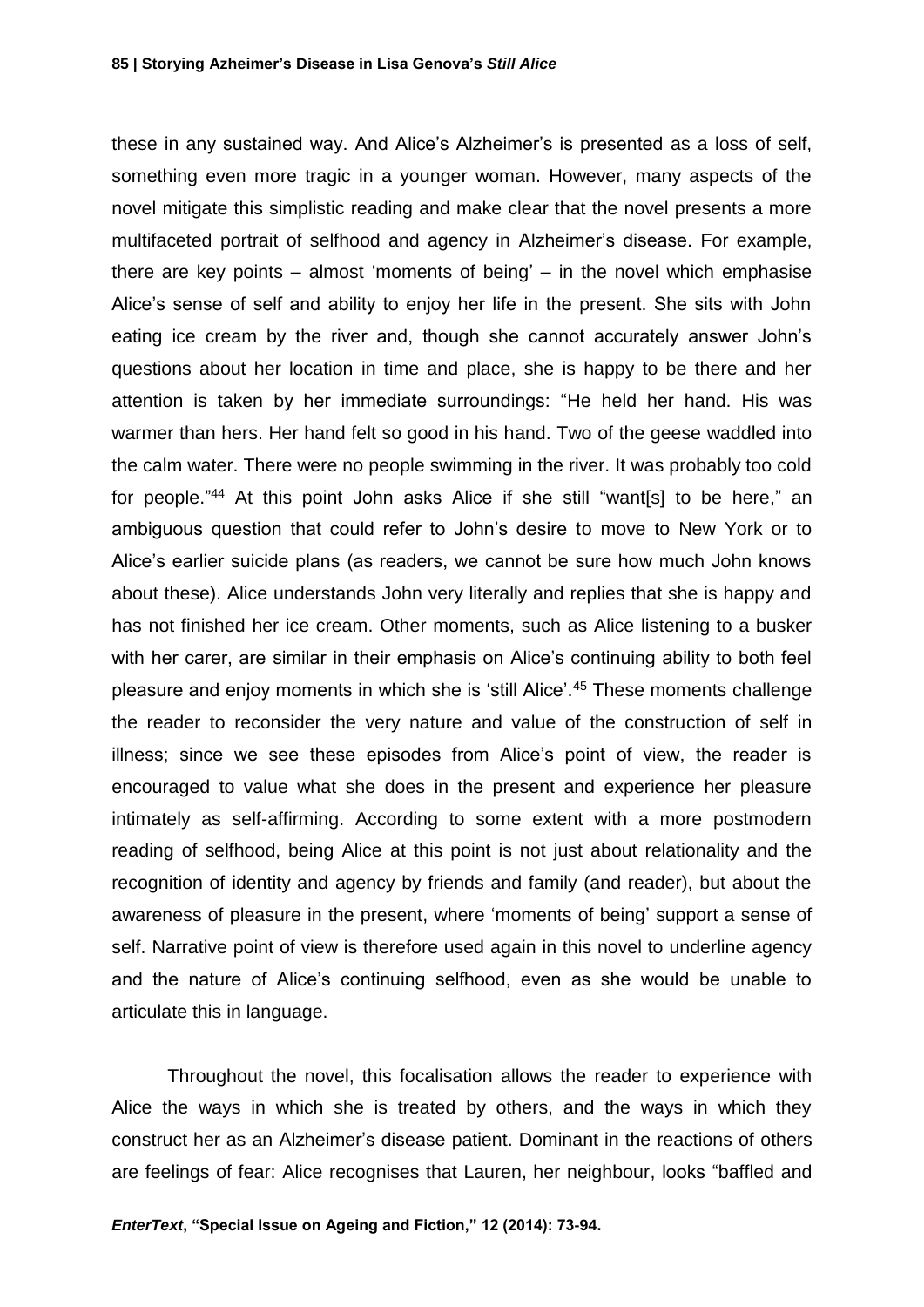these in any sustained way. And Alice's Alzheimer's is presented as a loss of self, something even more tragic in a younger woman. However, many aspects of the novel mitigate this simplistic reading and make clear that the novel presents a more multifaceted portrait of selfhood and agency in Alzheimer's disease. For example, there are key points – almost 'moments of being' – in the novel which emphasise Alice's sense of self and ability to enjoy her life in the present. She sits with John eating ice cream by the river and, though she cannot accurately answer John's questions about her location in time and place, she is happy to be there and her attention is taken by her immediate surroundings: "He held her hand. His was warmer than hers. Her hand felt so good in his hand. Two of the geese waddled into the calm water. There were no people swimming in the river. It was probably too cold for people."[44] At this point John asks Alice if she still "want[s] to be here," an ambiguous question that could refer to John's desire to move to New York or to Alice's earlier suicide plans (as readers, we cannot be sure how much John knows about these). Alice understands John very literally and replies that she is happy and has not finished her ice cream. Other moments, such as Alice listening to a busker with her carer, are similar in their emphasis on Alice's continuing ability to both feel pleasure and enjoy moments in which she is 'still Alice'.[45] These moments challenge the reader to reconsider the very nature and value of the construction of self in illness; since we see these episodes from Alice's point of view, the reader is encouraged to value what she does in the present and experience her pleasure intimately as self-affirming. According to some extent with a more postmodern reading of selfhood, being Alice at this point is not just about relationality and the recognition of identity and agency by friends and family (and reader), but about the awareness of pleasure in the present, where 'moments of being' support a sense of self. Narrative point of view is therefore used again in this novel to underline agency and the nature of Alice's continuing selfhood, even as she would be unable to articulate this in language.

Throughout the novel, this focalisation allows the reader to experience with Alice the ways in which she is treated by others, and the ways in which they construct her as an Alzheimer's disease patient. Dominant in the reactions of others are feelings of fear: Alice recognises that Lauren, her neighbour, looks "baffled and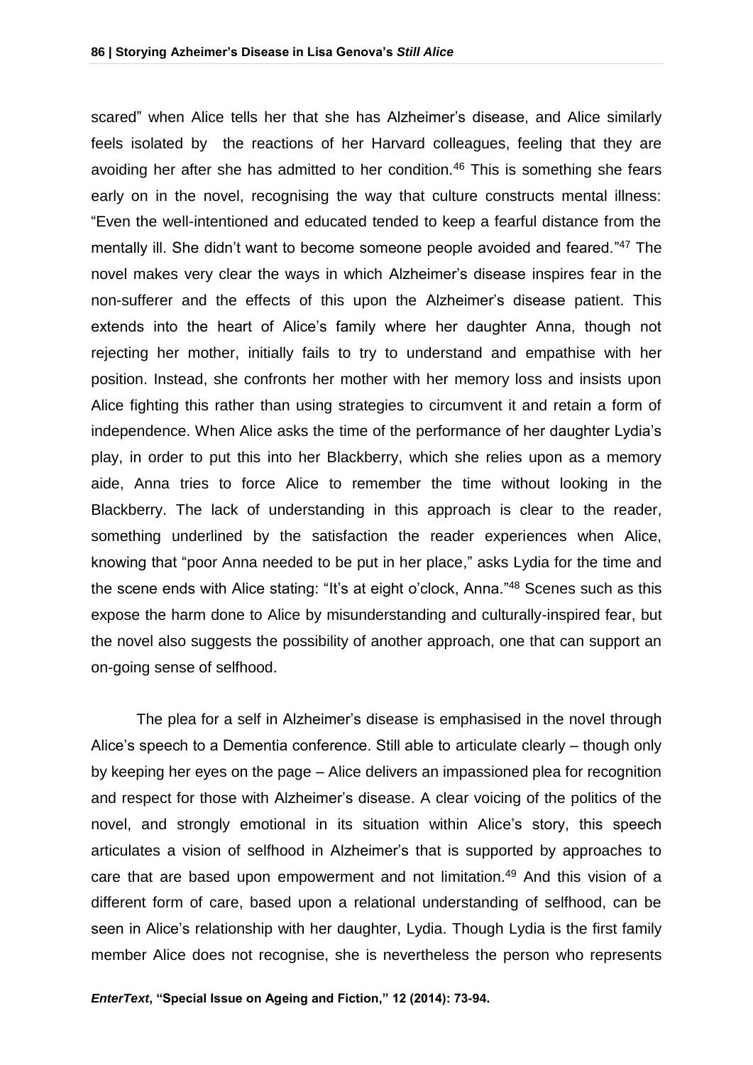scared" when Alice tells her that she has Alzheimer's disease, and Alice similarly feels isolated by the reactions of her Harvard colleagues, feeling that they are avoiding her after she has admitted to her condition.[46] This is something she fears early on in the novel, recognising the way that culture constructs mental illness: "Even the well-intentioned and educated tended to keep a fearful distance from the mentally ill. She didn't want to become someone people avoided and feared."[47] The novel makes very clear the ways in which Alzheimer's disease inspires fear in the non-sufferer and the effects of this upon the Alzheimer's disease patient. This extends into the heart of Alice's family where her daughter Anna, though not rejecting her mother, initially fails to try to understand and empathise with her position. Instead, she confronts her mother with her memory loss and insists upon Alice fighting this rather than using strategies to circumvent it and retain a form of independence. When Alice asks the time of the performance of her daughter Lydia's play, in order to put this into her Blackberry, which she relies upon as a memory aide, Anna tries to force Alice to remember the time without looking in the Blackberry. The lack of understanding in this approach is clear to the reader, something underlined by the satisfaction the reader experiences when Alice, knowing that "poor Anna needed to be put in her place," asks Lydia for the time and the scene ends with Alice stating: "It's at eight o'clock, Anna."[48] Scenes such as this expose the harm done to Alice by misunderstanding and culturally-inspired fear, but the novel also suggests the possibility of another approach, one that can support an on-going sense of selfhood.

The plea for a self in Alzheimer's disease is emphasised in the novel through Alice's speech to a Dementia conference. Still able to articulate clearly – though only by keeping her eyes on the page – Alice delivers an impassioned plea for recognition and respect for those with Alzheimer's disease. A clear voicing of the politics of the novel, and strongly emotional in its situation within Alice's story, this speech articulates a vision of selfhood in Alzheimer's that is supported by approaches to care that are based upon empowerment and not limitation.[49] And this vision of a different form of care, based upon a relational understanding of selfhood, can be seen in Alice's relationship with her daughter, Lydia. Though Lydia is the first family member Alice does not recognise, she is nevertheless the person who represents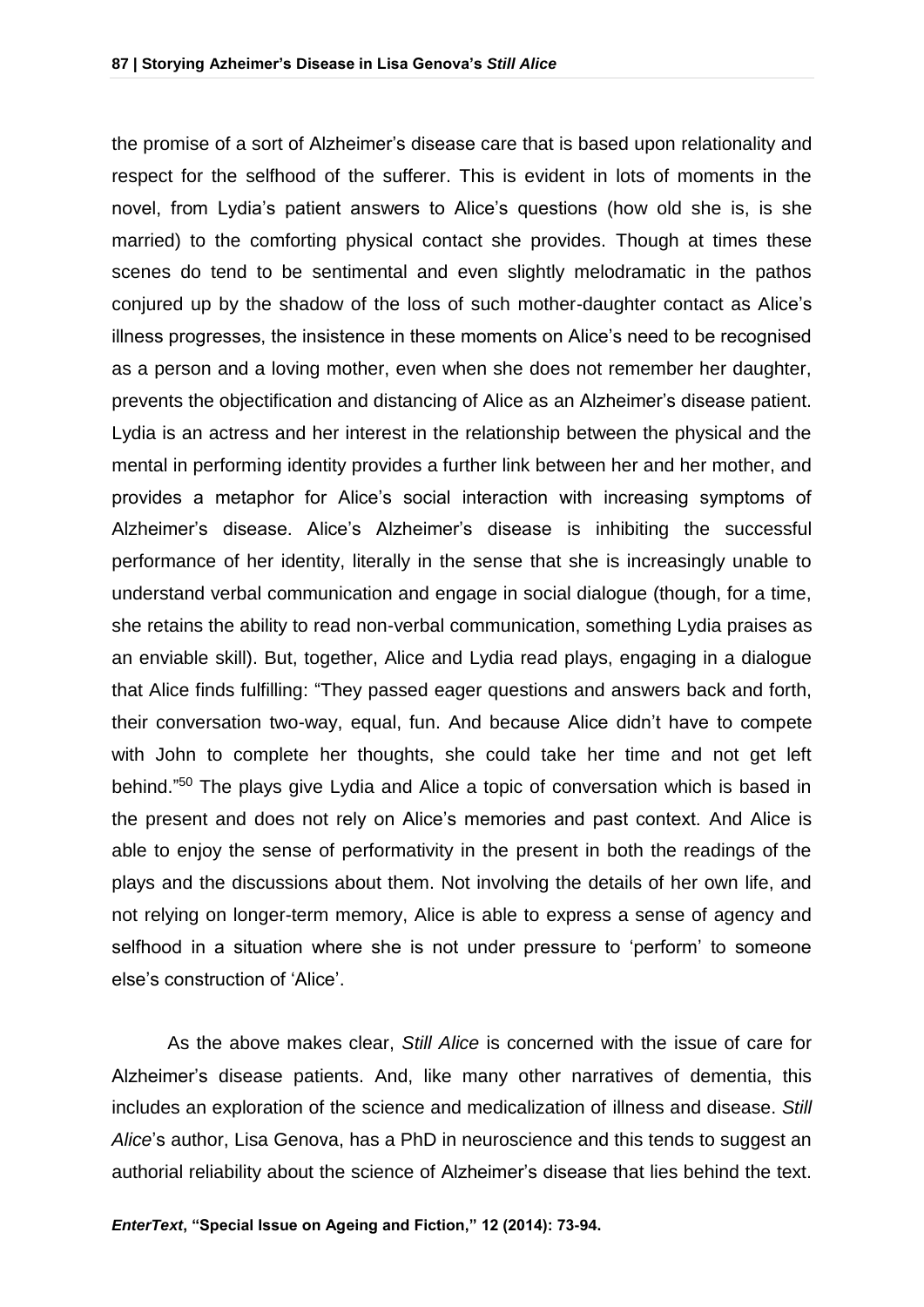the promise of a sort of Alzheimer's disease care that is based upon relationality and respect for the selfhood of the sufferer. This is evident in lots of moments in the novel, from Lydia's patient answers to Alice's questions (how old she is, is she married) to the comforting physical contact she provides. Though at times these scenes do tend to be sentimental and even slightly melodramatic in the pathos conjured up by the shadow of the loss of such mother-daughter contact as Alice's illness progresses, the insistence in these moments on Alice's need to be recognised as a person and a loving mother, even when she does not remember her daughter, prevents the objectification and distancing of Alice as an Alzheimer's disease patient. Lydia is an actress and her interest in the relationship between the physical and the mental in performing identity provides a further link between her and her mother, and provides a metaphor for Alice's social interaction with increasing symptoms of Alzheimer's disease. Alice's Alzheimer's disease is inhibiting the successful performance of her identity, literally in the sense that she is increasingly unable to understand verbal communication and engage in social dialogue (though, for a time, she retains the ability to read non-verbal communication, something Lydia praises as an enviable skill). But, together, Alice and Lydia read plays, engaging in a dialogue that Alice finds fulfilling: "They passed eager questions and answers back and forth, their conversation two-way, equal, fun. And because Alice didn't have to compete with John to complete her thoughts, she could take her time and not get left behind."[50] The plays give Lydia and Alice a topic of conversation which is based in the present and does not rely on Alice's memories and past context. And Alice is able to enjoy the sense of performativity in the present in both the readings of the plays and the discussions about them. Not involving the details of her own life, and not relying on longer-term memory, Alice is able to express a sense of agency and selfhood in a situation where she is not under pressure to 'perform' to someone else's construction of 'Alice'.

As the above makes clear, *Still Alice* is concerned with the issue of care for Alzheimer's disease patients. And, like many other narratives of dementia, this includes an exploration of the science and medicalization of illness and disease. *Still Alice*'s author, Lisa Genova, has a PhD in neuroscience and this tends to suggest an authorial reliability about the science of Alzheimer's disease that lies behind the text.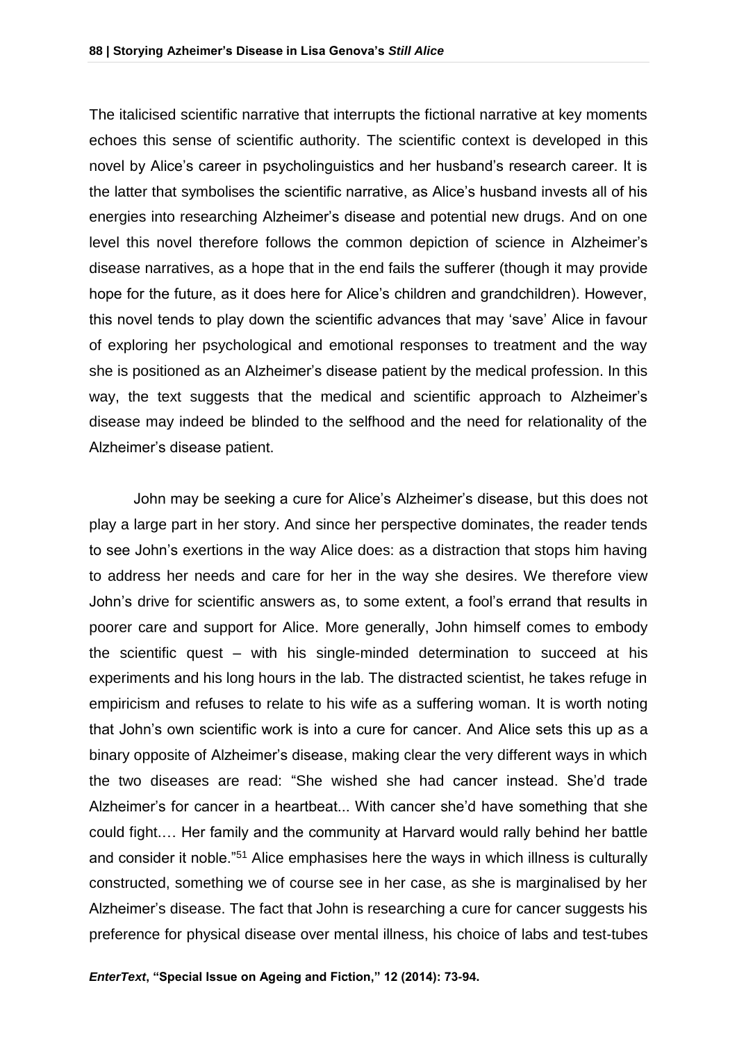The italicised scientific narrative that interrupts the fictional narrative at key moments echoes this sense of scientific authority. The scientific context is developed in this novel by Alice's career in psycholinguistics and her husband's research career. It is the latter that symbolises the scientific narrative, as Alice's husband invests all of his energies into researching Alzheimer's disease and potential new drugs. And on one level this novel therefore follows the common depiction of science in Alzheimer's disease narratives, as a hope that in the end fails the sufferer (though it may provide hope for the future, as it does here for Alice's children and grandchildren). However, this novel tends to play down the scientific advances that may 'save' Alice in favour of exploring her psychological and emotional responses to treatment and the way she is positioned as an Alzheimer's disease patient by the medical profession. In this way, the text suggests that the medical and scientific approach to Alzheimer's disease may indeed be blinded to the selfhood and the need for relationality of the Alzheimer's disease patient.

John may be seeking a cure for Alice's Alzheimer's disease, but this does not play a large part in her story. And since her perspective dominates, the reader tends to see John's exertions in the way Alice does: as a distraction that stops him having to address her needs and care for her in the way she desires. We therefore view John's drive for scientific answers as, to some extent, a fool's errand that results in poorer care and support for Alice. More generally, John himself comes to embody the scientific quest – with his single-minded determination to succeed at his experiments and his long hours in the lab. The distracted scientist, he takes refuge in empiricism and refuses to relate to his wife as a suffering woman. It is worth noting that John's own scientific work is into a cure for cancer. And Alice sets this up as a binary opposite of Alzheimer's disease, making clear the very different ways in which the two diseases are read: "She wished she had cancer instead. She'd trade Alzheimer's for cancer in a heartbeat... With cancer she'd have something that she could fight.… Her family and the community at Harvard would rally behind her battle and consider it noble."[51] Alice emphasises here the ways in which illness is culturally constructed, something we of course see in her case, as she is marginalised by her Alzheimer's disease. The fact that John is researching a cure for cancer suggests his preference for physical disease over mental illness, his choice of labs and test-tubes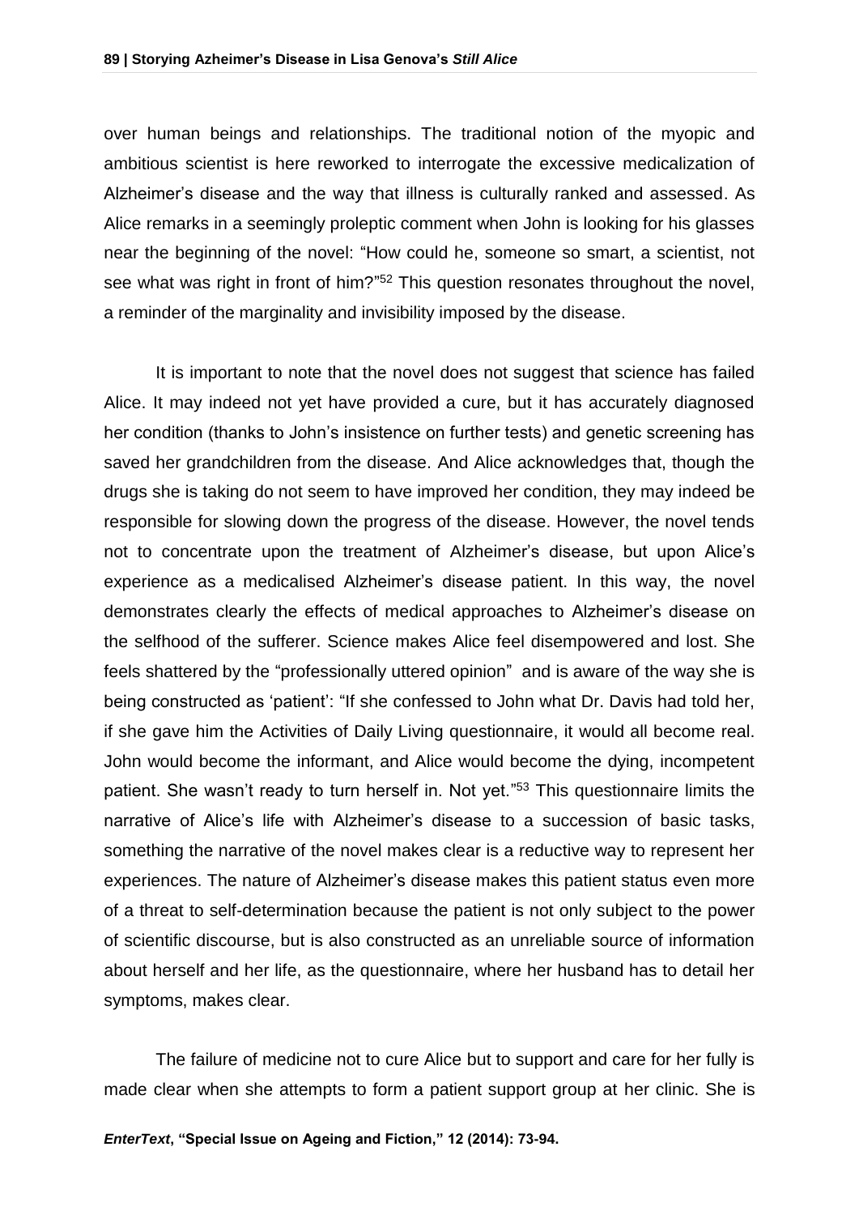over human beings and relationships. The traditional notion of the myopic and ambitious scientist is here reworked to interrogate the excessive medicalization of Alzheimer's disease and the way that illness is culturally ranked and assessed. As Alice remarks in a seemingly proleptic comment when John is looking for his glasses near the beginning of the novel: "How could he, someone so smart, a scientist, not see what was right in front of him?"[52] This question resonates throughout the novel, a reminder of the marginality and invisibility imposed by the disease.

It is important to note that the novel does not suggest that science has failed Alice. It may indeed not yet have provided a cure, but it has accurately diagnosed her condition (thanks to John's insistence on further tests) and genetic screening has saved her grandchildren from the disease. And Alice acknowledges that, though the drugs she is taking do not seem to have improved her condition, they may indeed be responsible for slowing down the progress of the disease. However, the novel tends not to concentrate upon the treatment of Alzheimer's disease, but upon Alice's experience as a medicalised Alzheimer's disease patient. In this way, the novel demonstrates clearly the effects of medical approaches to Alzheimer's disease on the selfhood of the sufferer. Science makes Alice feel disempowered and lost. She feels shattered by the "professionally uttered opinion" and is aware of the way she is being constructed as 'patient': "If she confessed to John what Dr. Davis had told her, if she gave him the Activities of Daily Living questionnaire, it would all become real. John would become the informant, and Alice would become the dying, incompetent patient. She wasn't ready to turn herself in. Not yet."[53] This questionnaire limits the narrative of Alice's life with Alzheimer's disease to a succession of basic tasks, something the narrative of the novel makes clear is a reductive way to represent her experiences. The nature of Alzheimer's disease makes this patient status even more of a threat to self-determination because the patient is not only subject to the power of scientific discourse, but is also constructed as an unreliable source of information about herself and her life, as the questionnaire, where her husband has to detail her symptoms, makes clear.

The failure of medicine not to cure Alice but to support and care for her fully is made clear when she attempts to form a patient support group at her clinic. She is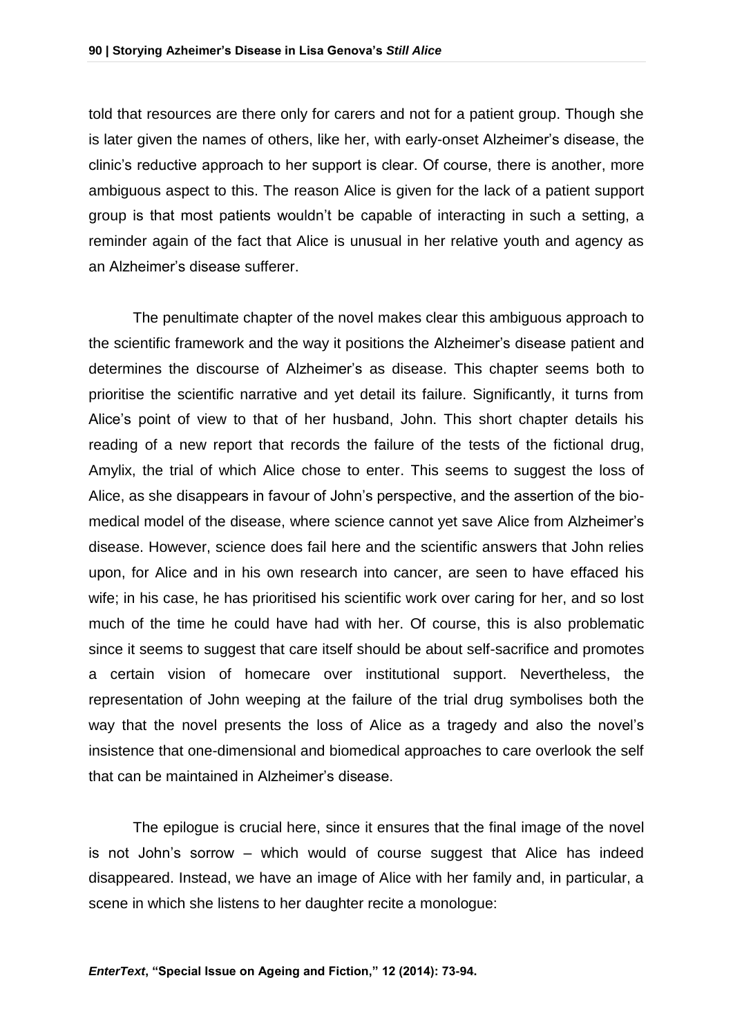told that resources are there only for carers and not for a patient group. Though she is later given the names of others, like her, with early-onset Alzheimer's disease, the clinic's reductive approach to her support is clear. Of course, there is another, more ambiguous aspect to this. The reason Alice is given for the lack of a patient support group is that most patients wouldn't be capable of interacting in such a setting, a reminder again of the fact that Alice is unusual in her relative youth and agency as an Alzheimer's disease sufferer.

The penultimate chapter of the novel makes clear this ambiguous approach to the scientific framework and the way it positions the Alzheimer's disease patient and determines the discourse of Alzheimer's as disease. This chapter seems both to prioritise the scientific narrative and yet detail its failure. Significantly, it turns from Alice's point of view to that of her husband, John. This short chapter details his reading of a new report that records the failure of the tests of the fictional drug, Amylix, the trial of which Alice chose to enter. This seems to suggest the loss of Alice, as she disappears in favour of John's perspective, and the assertion of the bio-medical model of the disease, where science cannot yet save Alice from Alzheimer's disease. However, science does fail here and the scientific answers that John relies upon, for Alice and in his own research into cancer, are seen to have effaced his wife; in his case, he has prioritised his scientific work over caring for her, and so lost much of the time he could have had with her. Of course, this is also problematic since it seems to suggest that care itself should be about self-sacrifice and promotes a certain vision of homecare over institutional support. Nevertheless, the representation of John weeping at the failure of the trial drug symbolises both the way that the novel presents the loss of Alice as a tragedy and also the novel's insistence that one-dimensional and biomedical approaches to care overlook the self that can be maintained in Alzheimer's disease.

The epilogue is crucial here, since it ensures that the final image of the novel is not John's sorrow – which would of course suggest that Alice has indeed disappeared. Instead, we have an image of Alice with her family and, in particular, a scene in which she listens to her daughter recite a monologue: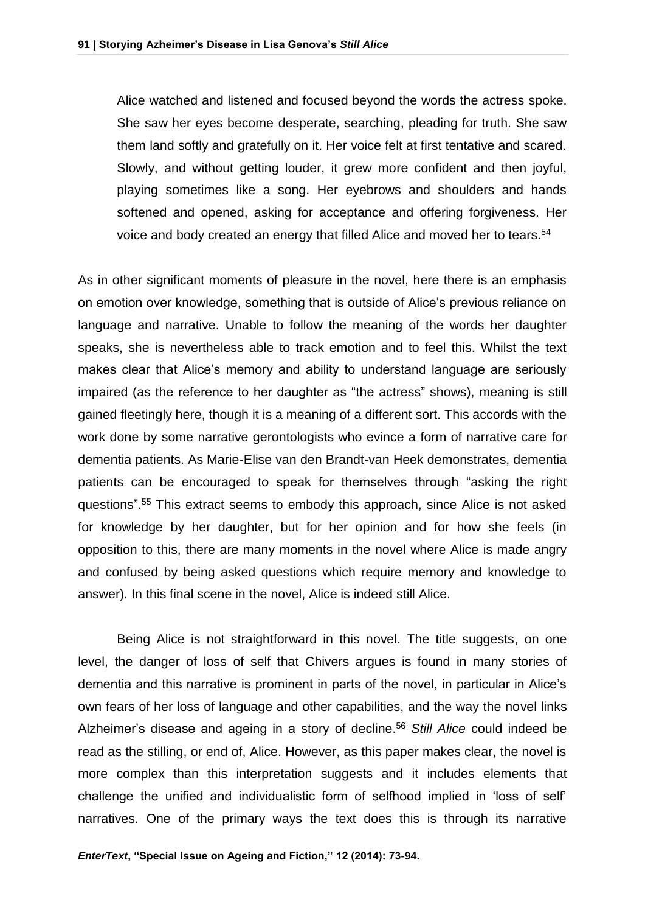> Alice watched and listened and focused beyond the words the actress spoke. She saw her eyes become desperate, searching, pleading for truth. She saw them land softly and gratefully on it. Her voice felt at first tentative and scared. Slowly, and without getting louder, it grew more confident and then joyful, playing sometimes like a song. Her eyebrows and shoulders and hands softened and opened, asking for acceptance and offering forgiveness. Her voice and body created an energy that filled Alice and moved her to tears.[54]

As in other significant moments of pleasure in the novel, here there is an emphasis on emotion over knowledge, something that is outside of Alice's previous reliance on language and narrative. Unable to follow the meaning of the words her daughter speaks, she is nevertheless able to track emotion and to feel this. Whilst the text makes clear that Alice's memory and ability to understand language are seriously impaired (as the reference to her daughter as "the actress" shows), meaning is still gained fleetingly here, though it is a meaning of a different sort. This accords with the work done by some narrative gerontologists who evince a form of narrative care for dementia patients. As Marie-Elise van den Brandt-van Heek demonstrates, dementia patients can be encouraged to speak for themselves through "asking the right questions".[55] This extract seems to embody this approach, since Alice is not asked for knowledge by her daughter, but for her opinion and for how she feels (in opposition to this, there are many moments in the novel where Alice is made angry and confused by being asked questions which require memory and knowledge to answer). In this final scene in the novel, Alice is indeed still Alice.

Being Alice is not straightforward in this novel. The title suggests, on one level, the danger of loss of self that Chivers argues is found in many stories of dementia and this narrative is prominent in parts of the novel, in particular in Alice's own fears of her loss of language and other capabilities, and the way the novel links Alzheimer's disease and ageing in a story of decline.[56] *Still Alice* could indeed be read as the stilling, or end of, Alice. However, as this paper makes clear, the novel is more complex than this interpretation suggests and it includes elements that challenge the unified and individualistic form of selfhood implied in 'loss of self' narratives. One of the primary ways the text does this is through its narrative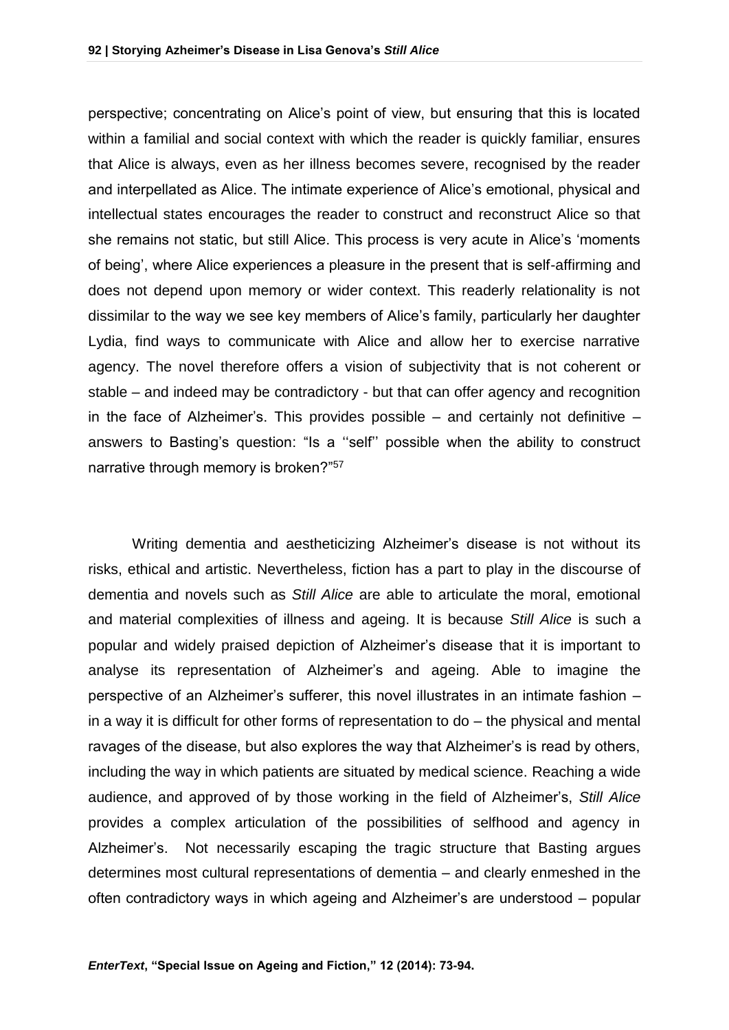perspective; concentrating on Alice's point of view, but ensuring that this is located within a familial and social context with which the reader is quickly familiar, ensures that Alice is always, even as her illness becomes severe, recognised by the reader and interpellated as Alice. The intimate experience of Alice's emotional, physical and intellectual states encourages the reader to construct and reconstruct Alice so that she remains not static, but still Alice. This process is very acute in Alice's 'moments of being', where Alice experiences a pleasure in the present that is self-affirming and does not depend upon memory or wider context. This readerly relationality is not dissimilar to the way we see key members of Alice's family, particularly her daughter Lydia, find ways to communicate with Alice and allow her to exercise narrative agency. The novel therefore offers a vision of subjectivity that is not coherent or stable – and indeed may be contradictory - but that can offer agency and recognition in the face of Alzheimer's. This provides possible – and certainly not definitive – answers to Basting's question: "Is a ''self'' possible when the ability to construct narrative through memory is broken?"[57]

Writing dementia and aestheticizing Alzheimer's disease is not without its risks, ethical and artistic. Nevertheless, fiction has a part to play in the discourse of dementia and novels such as *Still Alice* are able to articulate the moral, emotional and material complexities of illness and ageing. It is because *Still Alice* is such a popular and widely praised depiction of Alzheimer's disease that it is important to analyse its representation of Alzheimer's and ageing. Able to imagine the perspective of an Alzheimer's sufferer, this novel illustrates in an intimate fashion – in a way it is difficult for other forms of representation to do – the physical and mental ravages of the disease, but also explores the way that Alzheimer's is read by others, including the way in which patients are situated by medical science. Reaching a wide audience, and approved of by those working in the field of Alzheimer's, *Still Alice* provides a complex articulation of the possibilities of selfhood and agency in Alzheimer's. Not necessarily escaping the tragic structure that Basting argues determines most cultural representations of dementia – and clearly enmeshed in the often contradictory ways in which ageing and Alzheimer's are understood – popular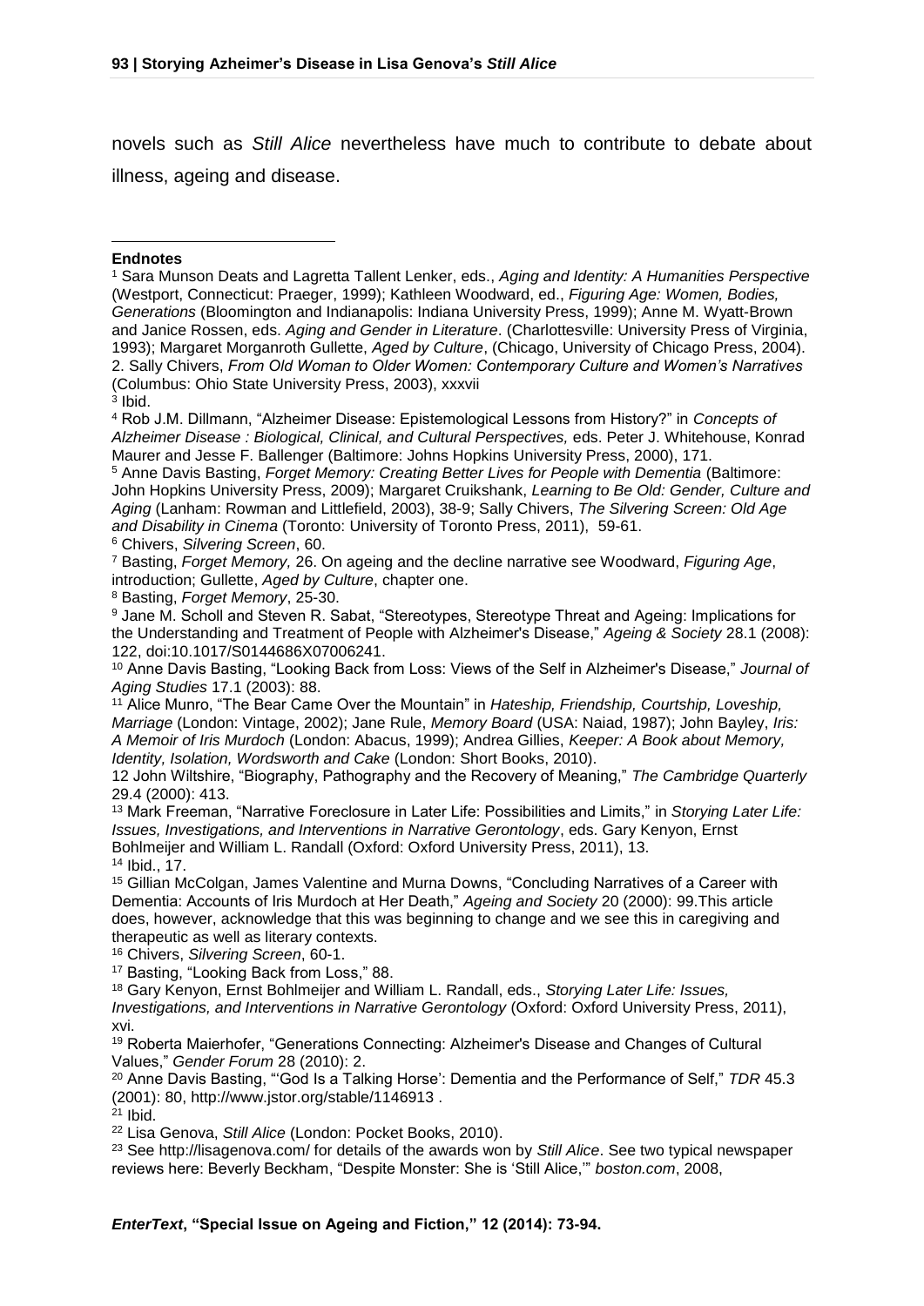novels such as *Still Alice* nevertheless have much to contribute to debate about illness, ageing and disease.

**Endnotes**

[1] Sara Munson Deats and Lagretta Tallent Lenker, eds., *Aging and Identity: A Humanities Perspective* (Westport, Connecticut: Praeger, 1999); Kathleen Woodward, ed., *Figuring Age: Women, Bodies, Generations* (Bloomington and Indianapolis: Indiana University Press, 1999); Anne M. Wyatt-Brown and Janice Rossen, eds. *Aging and Gender in Literature*. (Charlottesville: University Press of Virginia, 1993); Margaret Morganroth Gullette, *Aged by Culture*, (Chicago, University of Chicago Press, 2004).

2. Sally Chivers, *From Old Woman to Older Women: Contemporary Culture and Women's Narratives* (Columbus: Ohio State University Press, 2003), xxxvii

[3] Ibid.

[4] Rob J.M. Dillmann, "Alzheimer Disease: Epistemological Lessons from History?" in *Concepts of Alzheimer Disease : Biological, Clinical, and Cultural Perspectives,* eds. Peter J. Whitehouse, Konrad Maurer and Jesse F. Ballenger (Baltimore: Johns Hopkins University Press, 2000), 171.

[5] Anne Davis Basting, *Forget Memory: Creating Better Lives for People with Dementia* (Baltimore: John Hopkins University Press, 2009); Margaret Cruikshank, *Learning to Be Old: Gender, Culture and Aging* (Lanham: Rowman and Littlefield, 2003), 38-9; Sally Chivers, *The Silvering Screen: Old Age and Disability in Cinema* (Toronto: University of Toronto Press, 2011), 59-61.

[6] Chivers, *Silvering Screen*, 60.

[7] Basting, *Forget Memory,* 26. On ageing and the decline narrative see Woodward, *Figuring Age*, introduction; Gullette, *Aged by Culture*, chapter one.

[8] Basting, *Forget Memory*, 25-30.

[9] Jane M. Scholl and Steven R. Sabat, "Stereotypes, Stereotype Threat and Ageing: Implications for the Understanding and Treatment of People with Alzheimer's Disease," *Ageing & Society* 28.1 (2008): 122, doi:10.1017/S0144686X07006241.

[10] Anne Davis Basting, "Looking Back from Loss: Views of the Self in Alzheimer's Disease," *Journal of Aging Studies* 17.1 (2003): 88.

[11] Alice Munro, "The Bear Came Over the Mountain" in *Hateship, Friendship, Courtship, Loveship, Marriage* (London: Vintage, 2002); Jane Rule, *Memory Board* (USA: Naiad, 1987); John Bayley, *Iris: A Memoir of Iris Murdoch* (London: Abacus, 1999); Andrea Gillies, *Keeper: A Book about Memory, Identity, Isolation, Wordsworth and Cake* (London: Short Books, 2010).

12 John Wiltshire, "Biography, Pathography and the Recovery of Meaning," *The Cambridge Quarterly* 29.4 (2000): 413.

[13] Mark Freeman, "Narrative Foreclosure in Later Life: Possibilities and Limits," in *Storying Later Life: Issues, Investigations, and Interventions in Narrative Gerontology*, eds. Gary Kenyon, Ernst Bohlmeijer and William L. Randall (Oxford: Oxford University Press, 2011), 13.

[14] Ibid., 17.

[15] Gillian McColgan, James Valentine and Murna Downs, "Concluding Narratives of a Career with Dementia: Accounts of Iris Murdoch at Her Death," *Ageing and Society* 20 (2000): 99.This article does, however, acknowledge that this was beginning to change and we see this in caregiving and therapeutic as well as literary contexts.

[16] Chivers, *Silvering Screen*, 60-1.

[17] Basting, "Looking Back from Loss," 88.

[18] Gary Kenyon, Ernst Bohlmeijer and William L. Randall, eds., *Storying Later Life: Issues, Investigations, and Interventions in Narrative Gerontology* (Oxford: Oxford University Press, 2011), xvi.

[19] Roberta Maierhofer, "Generations Connecting: Alzheimer's Disease and Changes of Cultural Values," *Gender Forum* 28 (2010): 2.

[20] Anne Davis Basting, "'God Is a Talking Horse': Dementia and the Performance of Self," *TDR* 45.3 (2001): 80, http://www.jstor.org/stable/1146913 .

[21] Ibid.

[22] Lisa Genova, *Still Alice* (London: Pocket Books, 2010).

[23] See http://lisagenova.com/ for details of the awards won by *Still Alice*. See two typical newspaper reviews here: Beverly Beckham, "Despite Monster: She is 'Still Alice,'" *boston.com*, 2008,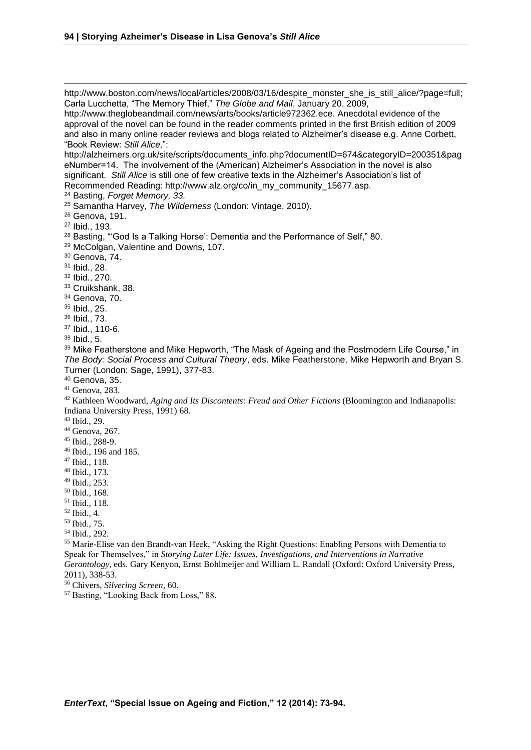http://www.boston.com/news/local/articles/2008/03/16/despite_monster_she_is_still_alice/?page=full; Carla Lucchetta, "The Memory Thief," *The Globe and Mail*, January 20, 2009, http://www.theglobeandmail.com/news/arts/books/article972362.ece. Anecdotal evidence of the approval of the novel can be found in the reader comments printed in the first British edition of 2009 and also in many online reader reviews and blogs related to Alzheimer's disease e.g. Anne Corbett, "Book Review: *Still Alice,*": http://alzheimers.org.uk/site/scripts/documents_info.php?documentID=674&categoryID=200351&pageNumber=14. The involvement of the (American) Alzheimer's Association in the novel is also significant. *Still Alice* is still one of few creative texts in the Alzheimer's Association's list of Recommended Reading: http://www.alz.org/co/in_my_community_15677.asp.

[24] Basting, *Forget Memory, 33.*

[25] Samantha Harvey, *The Wilderness* (London: Vintage, 2010).

[26] Genova, 191.

[27] Ibid., 193.

[28] Basting, "'God Is a Talking Horse': Dementia and the Performance of Self," 80.

[29] McColgan, Valentine and Downs, 107.

[30] Genova, 74.

[31] Ibid., 28.

[32] Ibid., 270.

[33] Cruikshank, 38.

[34] Genova, 70.

[35] Ibid., 25.

[36] Ibid., 73.

[37] Ibid., 110-6.

[38] Ibid., 5.

[39] Mike Featherstone and Mike Hepworth, "The Mask of Ageing and the Postmodern Life Course," in *The Body: Social Process and Cultural Theory*, eds. Mike Featherstone, Mike Hepworth and Bryan S. Turner (London: Sage, 1991), 377-83.

[40] Genova, 35.

[41] Genova, 283.

[42] Kathleen Woodward, *Aging and Its Discontents: Freud and Other Fictions* (Bloomington and Indianapolis: Indiana University Press, 1991) 68.

[43] Ibid., 29.

[44] Genova, 267.

[45] Ibid., 288-9.

[46] Ibid., 196 and 185.

[47] Ibid., 118.

[48] Ibid., 173.

[49] Ibid., 253.

[50] Ibid., 168.

[51] Ibid., 118.

[52] Ibid., 4.

[53] Ibid., 75.

[54] Ibid., 292.

[55] Marie-Elise van den Brandt-van Heek, "Asking the Right Questions: Enabling Persons with Dementia to Speak for Themselves," in *Storying Later Life: Issues, Investigations, and Interventions in Narrative Gerontology,* eds. Gary Kenyon, Ernst Bohlmeijer and William L. Randall (Oxford: Oxford University Press, 2011), 338-53.

[56] Chivers, *Silvering Screen*, 60.

[57] Basting, "Looking Back from Loss," 88.